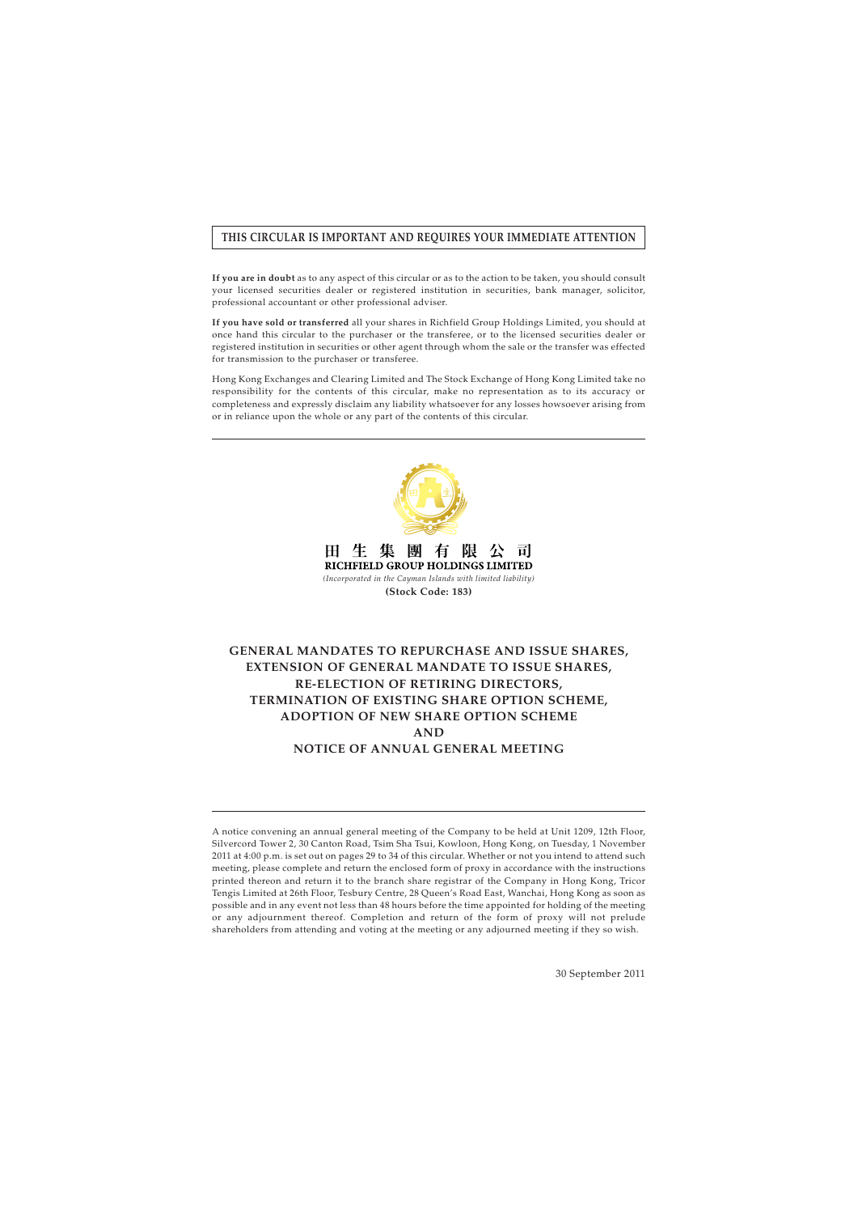**THIS CIRCULAR IS IMPORTANT AND REQUIRES YOUR IMMEDIATE ATTENTION**

**If you are in doubt** as to any aspect of this circular or as to the action to be taken, you should consult your licensed securities dealer or registered institution in securities, bank manager, solicitor, professional accountant or other professional adviser.

**If you have sold or transferred** all your shares in Richfield Group Holdings Limited, you should at once hand this circular to the purchaser or the transferee, or to the licensed securities dealer or registered institution in securities or other agent through whom the sale or the transfer was effected for transmission to the purchaser or transferee.

Hong Kong Exchanges and Clearing Limited and The Stock Exchange of Hong Kong Limited take no responsibility for the contents of this circular, make no representation as to its accuracy or completeness and expressly disclaim any liability whatsoever for any losses howsoever arising from or in reliance upon the whole or any part of the contents of this circular.

**田 生 集 團 有 限 公 司**
**RICHFIELD GROUP HOLDINGS LIMITED**
*(Incorporated in the Cayman Islands with limited liability)*
**(Stock Code: 183)**

# GENERAL MANDATES TO REPURCHASE AND ISSUE SHARES, EXTENSION OF GENERAL MANDATE TO ISSUE SHARES, RE-ELECTION OF RETIRING DIRECTORS, TERMINATION OF EXISTING SHARE OPTION SCHEME, ADOPTION OF NEW SHARE OPTION SCHEME AND NOTICE OF ANNUAL GENERAL MEETING

A notice convening an annual general meeting of the Company to be held at Unit 1209, 12th Floor, Silvercord Tower 2, 30 Canton Road, Tsim Sha Tsui, Kowloon, Hong Kong, on Tuesday, 1 November 2011 at 4:00 p.m. is set out on pages 29 to 34 of this circular. Whether or not you intend to attend such meeting, please complete and return the enclosed form of proxy in accordance with the instructions printed thereon and return it to the branch share registrar of the Company in Hong Kong, Tricor Tengis Limited at 26th Floor, Tesbury Centre, 28 Queen's Road East, Wanchai, Hong Kong as soon as possible and in any event not less than 48 hours before the time appointed for holding of the meeting or any adjournment thereof. Completion and return of the form of proxy will not prelude shareholders from attending and voting at the meeting or any adjourned meeting if they so wish.

30 September 2011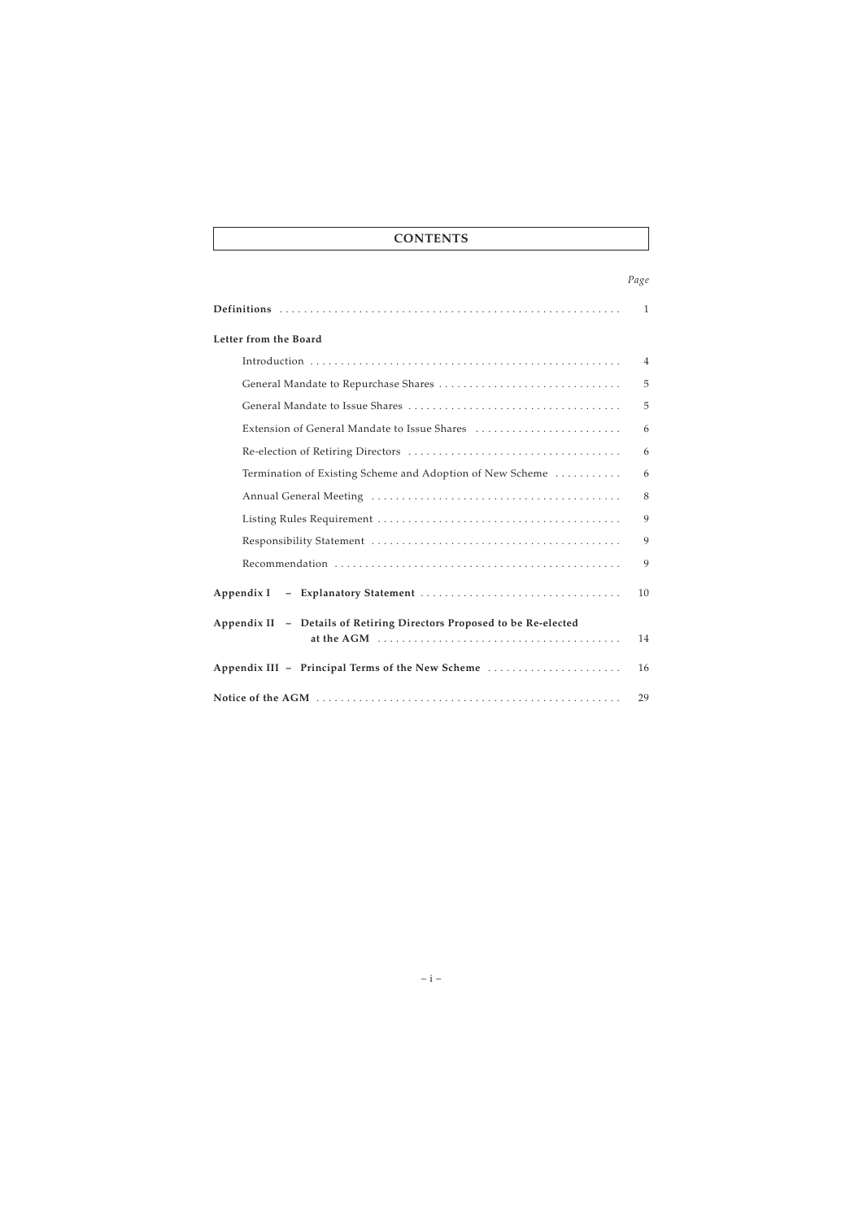# CONTENTS

| | *Page* |
|---|---|
| **Definitions** | 1 |
| **Letter from the Board** | |
| Introduction | 4 |
| General Mandate to Repurchase Shares | 5 |
| General Mandate to Issue Shares | 5 |
| Extension of General Mandate to Issue Shares | 6 |
| Re-election of Retiring Directors | 6 |
| Termination of Existing Scheme and Adoption of New Scheme | 6 |
| Annual General Meeting | 8 |
| Listing Rules Requirement | 9 |
| Responsibility Statement | 9 |
| Recommendation | 9 |
| **Appendix I – Explanatory Statement** | 10 |
| **Appendix II – Details of Retiring Directors Proposed to be Re-elected at the AGM** | 14 |
| **Appendix III – Principal Terms of the New Scheme** | 16 |
| **Notice of the AGM** | 29 |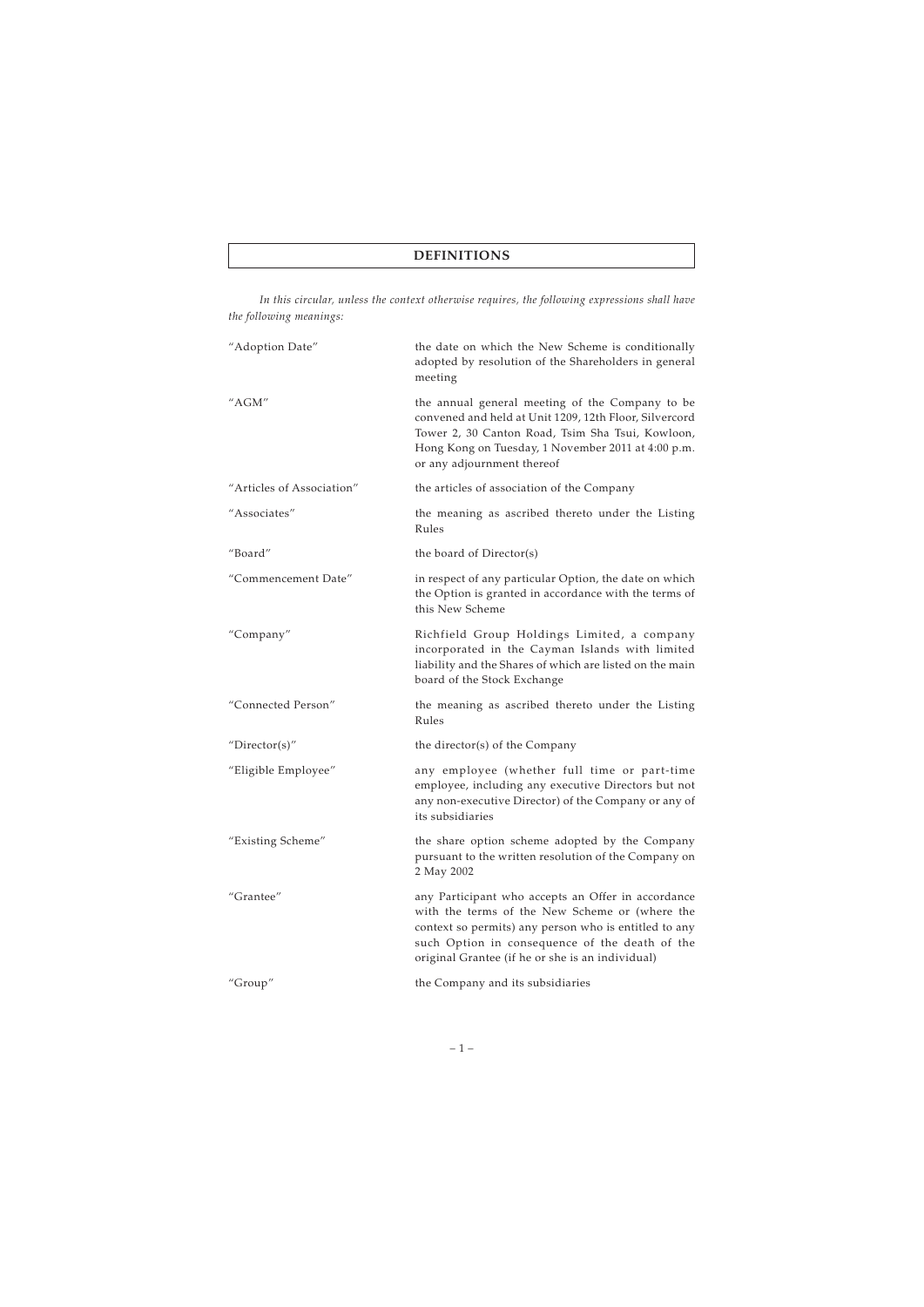# DEFINITIONS

*In this circular, unless the context otherwise requires, the following expressions shall have the following meanings:*

| | |
|---|---|
| "Adoption Date" | the date on which the New Scheme is conditionally adopted by resolution of the Shareholders in general meeting |
| "AGM" | the annual general meeting of the Company to be convened and held at Unit 1209, 12th Floor, Silvercord Tower 2, 30 Canton Road, Tsim Sha Tsui, Kowloon, Hong Kong on Tuesday, 1 November 2011 at 4:00 p.m. or any adjournment thereof |
| "Articles of Association" | the articles of association of the Company |
| "Associates" | the meaning as ascribed thereto under the Listing Rules |
| "Board" | the board of Director(s) |
| "Commencement Date" | in respect of any particular Option, the date on which the Option is granted in accordance with the terms of this New Scheme |
| "Company" | Richfield Group Holdings Limited, a company incorporated in the Cayman Islands with limited liability and the Shares of which are listed on the main board of the Stock Exchange |
| "Connected Person" | the meaning as ascribed thereto under the Listing Rules |
| "Director(s)" | the director(s) of the Company |
| "Eligible Employee" | any employee (whether full time or part-time employee, including any executive Directors but not any non-executive Director) of the Company or any of its subsidiaries |
| "Existing Scheme" | the share option scheme adopted by the Company pursuant to the written resolution of the Company on 2 May 2002 |
| "Grantee" | any Participant who accepts an Offer in accordance with the terms of the New Scheme or (where the context so permits) any person who is entitled to any such Option in consequence of the death of the original Grantee (if he or she is an individual) |
| "Group" | the Company and its subsidiaries |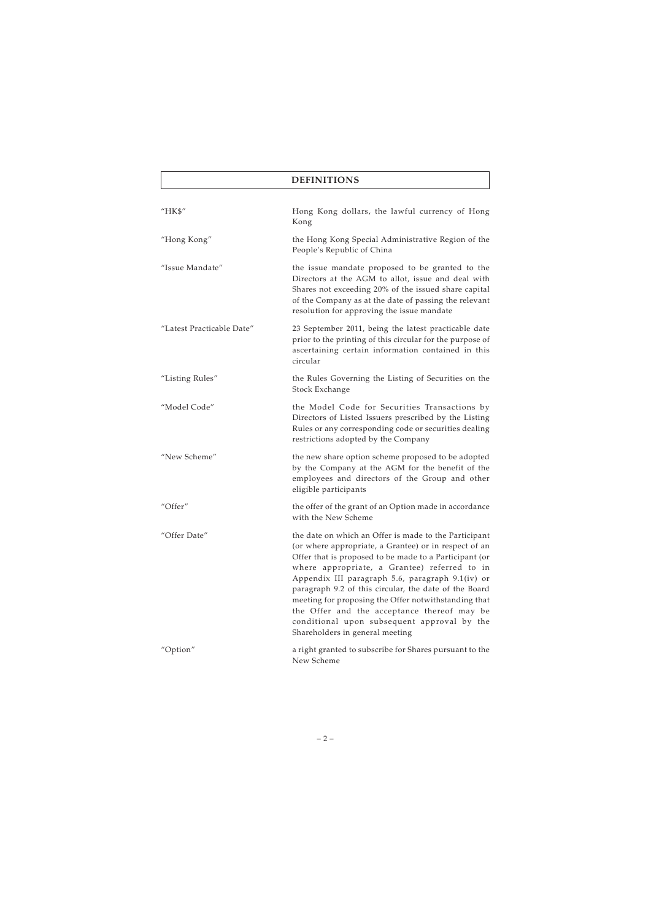## DEFINITIONS

| | |
|---|---|
| "HK$" | Hong Kong dollars, the lawful currency of Hong Kong |
| "Hong Kong" | the Hong Kong Special Administrative Region of the People's Republic of China |
| "Issue Mandate" | the issue mandate proposed to be granted to the Directors at the AGM to allot, issue and deal with Shares not exceeding 20% of the issued share capital of the Company as at the date of passing the relevant resolution for approving the issue mandate |
| "Latest Practicable Date" | 23 September 2011, being the latest practicable date prior to the printing of this circular for the purpose of ascertaining certain information contained in this circular |
| "Listing Rules" | the Rules Governing the Listing of Securities on the Stock Exchange |
| "Model Code" | the Model Code for Securities Transactions by Directors of Listed Issuers prescribed by the Listing Rules or any corresponding code or securities dealing restrictions adopted by the Company |
| "New Scheme" | the new share option scheme proposed to be adopted by the Company at the AGM for the benefit of the employees and directors of the Group and other eligible participants |
| "Offer" | the offer of the grant of an Option made in accordance with the New Scheme |
| "Offer Date" | the date on which an Offer is made to the Participant (or where appropriate, a Grantee) or in respect of an Offer that is proposed to be made to a Participant (or where appropriate, a Grantee) referred to in Appendix III paragraph 5.6, paragraph 9.1(iv) or paragraph 9.2 of this circular, the date of the Board meeting for proposing the Offer notwithstanding that the Offer and the acceptance thereof may be conditional upon subsequent approval by the Shareholders in general meeting |
| "Option" | a right granted to subscribe for Shares pursuant to the New Scheme |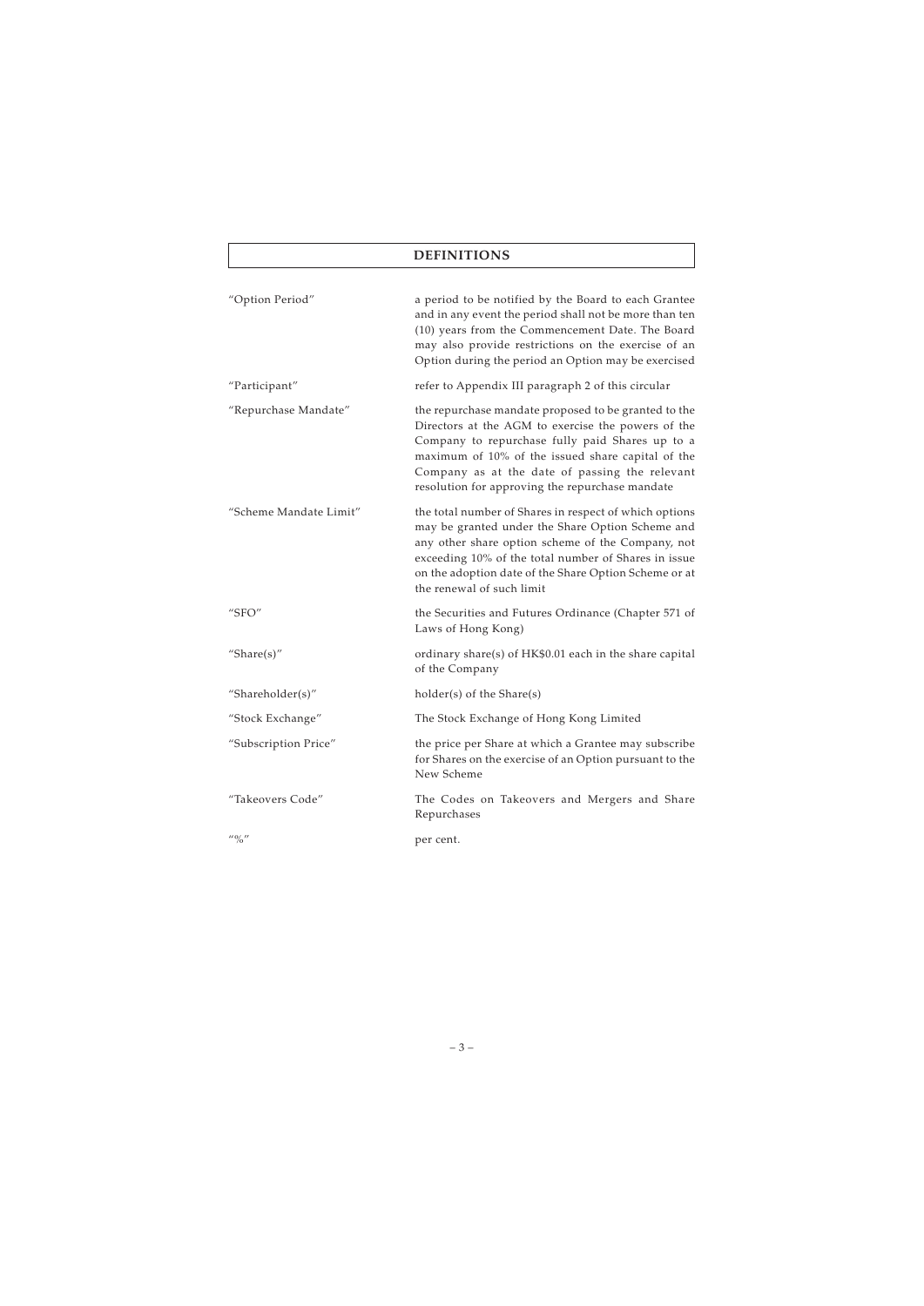# DEFINITIONS

| | |
|---|---|
| "Option Period" | a period to be notified by the Board to each Grantee and in any event the period shall not be more than ten (10) years from the Commencement Date. The Board may also provide restrictions on the exercise of an Option during the period an Option may be exercised |
| "Participant" | refer to Appendix III paragraph 2 of this circular |
| "Repurchase Mandate" | the repurchase mandate proposed to be granted to the Directors at the AGM to exercise the powers of the Company to repurchase fully paid Shares up to a maximum of 10% of the issued share capital of the Company as at the date of passing the relevant resolution for approving the repurchase mandate |
| "Scheme Mandate Limit" | the total number of Shares in respect of which options may be granted under the Share Option Scheme and any other share option scheme of the Company, not exceeding 10% of the total number of Shares in issue on the adoption date of the Share Option Scheme or at the renewal of such limit |
| "SFO" | the Securities and Futures Ordinance (Chapter 571 of Laws of Hong Kong) |
| "Share(s)" | ordinary share(s) of HK$0.01 each in the share capital of the Company |
| "Shareholder(s)" | holder(s) of the Share(s) |
| "Stock Exchange" | The Stock Exchange of Hong Kong Limited |
| "Subscription Price" | the price per Share at which a Grantee may subscribe for Shares on the exercise of an Option pursuant to the New Scheme |
| "Takeovers Code" | The Codes on Takeovers and Mergers and Share Repurchases |
| "%" | per cent. |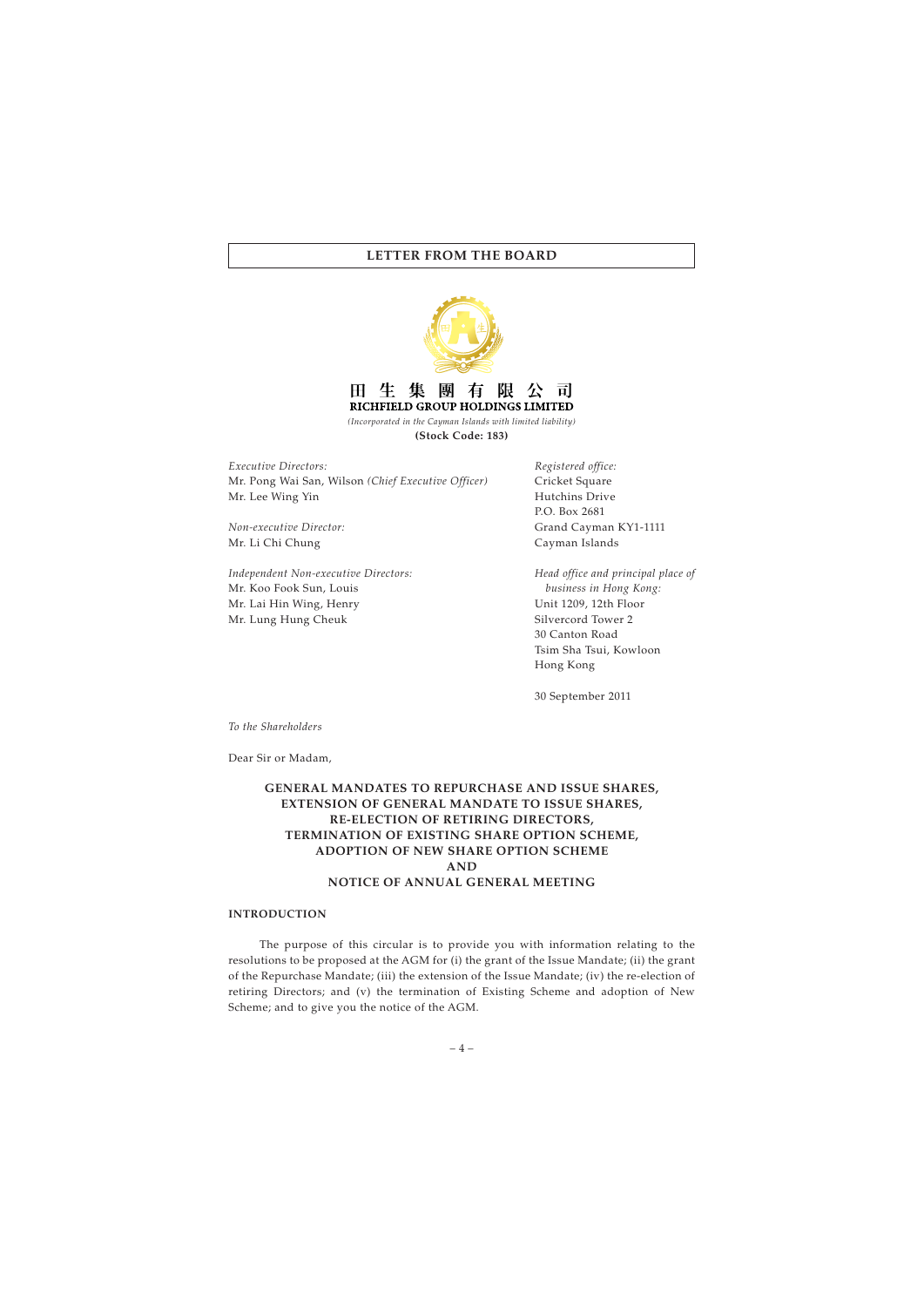# LETTER FROM THE BOARD

田 生 集 團 有 限 公 司
**RICHFIELD GROUP HOLDINGS LIMITED**
*(Incorporated in the Cayman Islands with limited liability)*
**(Stock Code: 183)**

*Executive Directors:*
Mr. Pong Wai San, Wilson *(Chief Executive Officer)*
Mr. Lee Wing Yin

*Non-executive Director:*
Mr. Li Chi Chung

*Independent Non-executive Directors:*
Mr. Koo Fook Sun, Louis
Mr. Lai Hin Wing, Henry
Mr. Lung Hung Cheuk

*Registered office:*
Cricket Square
Hutchins Drive
P.O. Box 2681
Grand Cayman KY1-1111
Cayman Islands

*Head office and principal place of business in Hong Kong:*
Unit 1209, 12th Floor
Silvercord Tower 2
30 Canton Road
Tsim Sha Tsui, Kowloon
Hong Kong

30 September 2011

*To the Shareholders*

Dear Sir or Madam,

**GENERAL MANDATES TO REPURCHASE AND ISSUE SHARES,
EXTENSION OF GENERAL MANDATE TO ISSUE SHARES,
RE-ELECTION OF RETIRING DIRECTORS,
TERMINATION OF EXISTING SHARE OPTION SCHEME,
ADOPTION OF NEW SHARE OPTION SCHEME
AND
NOTICE OF ANNUAL GENERAL MEETING**

## INTRODUCTION

The purpose of this circular is to provide you with information relating to the resolutions to be proposed at the AGM for (i) the grant of the Issue Mandate; (ii) the grant of the Repurchase Mandate; (iii) the extension of the Issue Mandate; (iv) the re-election of retiring Directors; and (v) the termination of Existing Scheme and adoption of New Scheme; and to give you the notice of the AGM.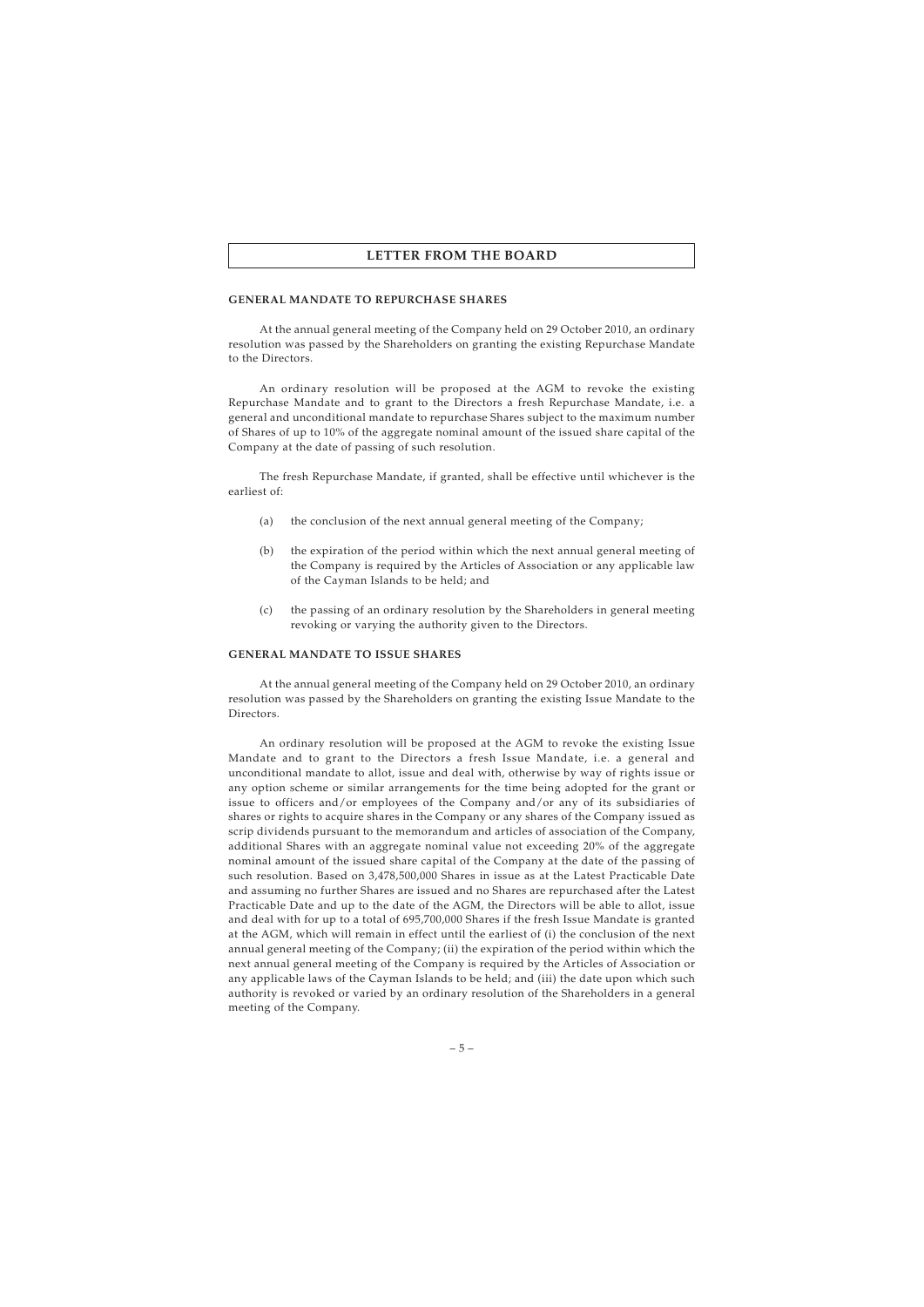## LETTER FROM THE BOARD

### GENERAL MANDATE TO REPURCHASE SHARES

At the annual general meeting of the Company held on 29 October 2010, an ordinary resolution was passed by the Shareholders on granting the existing Repurchase Mandate to the Directors.

An ordinary resolution will be proposed at the AGM to revoke the existing Repurchase Mandate and to grant to the Directors a fresh Repurchase Mandate, i.e. a general and unconditional mandate to repurchase Shares subject to the maximum number of Shares of up to 10% of the aggregate nominal amount of the issued share capital of the Company at the date of passing of such resolution.

The fresh Repurchase Mandate, if granted, shall be effective until whichever is the earliest of:

(a) the conclusion of the next annual general meeting of the Company;

(b) the expiration of the period within which the next annual general meeting of the Company is required by the Articles of Association or any applicable law of the Cayman Islands to be held; and

(c) the passing of an ordinary resolution by the Shareholders in general meeting revoking or varying the authority given to the Directors.

### GENERAL MANDATE TO ISSUE SHARES

At the annual general meeting of the Company held on 29 October 2010, an ordinary resolution was passed by the Shareholders on granting the existing Issue Mandate to the Directors.

An ordinary resolution will be proposed at the AGM to revoke the existing Issue Mandate and to grant to the Directors a fresh Issue Mandate, i.e. a general and unconditional mandate to allot, issue and deal with, otherwise by way of rights issue or any option scheme or similar arrangements for the time being adopted for the grant or issue to officers and/or employees of the Company and/or any of its subsidiaries of shares or rights to acquire shares in the Company or any shares of the Company issued as scrip dividends pursuant to the memorandum and articles of association of the Company, additional Shares with an aggregate nominal value not exceeding 20% of the aggregate nominal amount of the issued share capital of the Company at the date of the passing of such resolution. Based on 3,478,500,000 Shares in issue as at the Latest Practicable Date and assuming no further Shares are issued and no Shares are repurchased after the Latest Practicable Date and up to the date of the AGM, the Directors will be able to allot, issue and deal with for up to a total of 695,700,000 Shares if the fresh Issue Mandate is granted at the AGM, which will remain in effect until the earliest of (i) the conclusion of the next annual general meeting of the Company; (ii) the expiration of the period within which the next annual general meeting of the Company is required by the Articles of Association or any applicable laws of the Cayman Islands to be held; and (iii) the date upon which such authority is revoked or varied by an ordinary resolution of the Shareholders in a general meeting of the Company.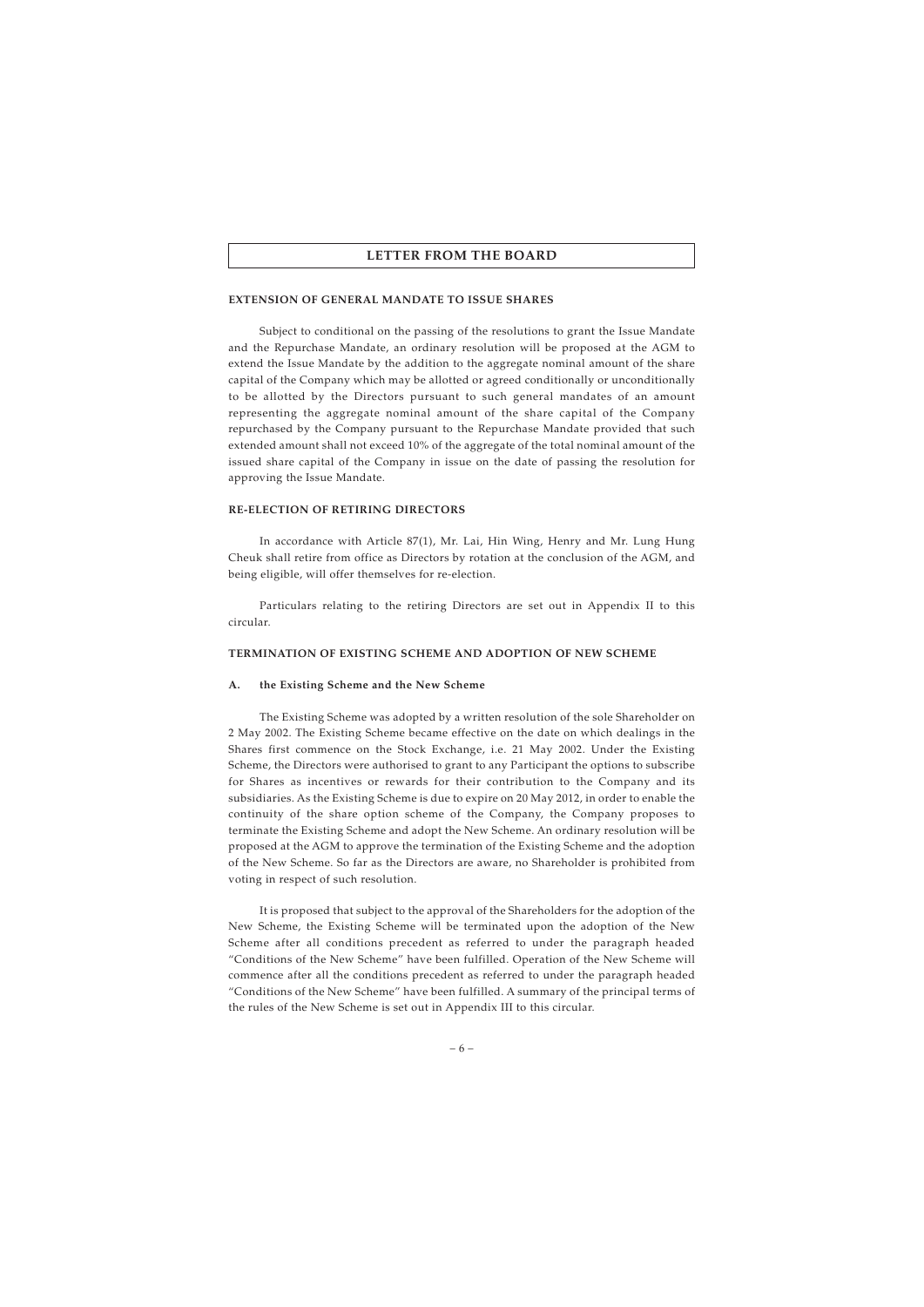# LETTER FROM THE BOARD

## EXTENSION OF GENERAL MANDATE TO ISSUE SHARES

Subject to conditional on the passing of the resolutions to grant the Issue Mandate and the Repurchase Mandate, an ordinary resolution will be proposed at the AGM to extend the Issue Mandate by the addition to the aggregate nominal amount of the share capital of the Company which may be allotted or agreed conditionally or unconditionally to be allotted by the Directors pursuant to such general mandates of an amount representing the aggregate nominal amount of the share capital of the Company repurchased by the Company pursuant to the Repurchase Mandate provided that such extended amount shall not exceed 10% of the aggregate of the total nominal amount of the issued share capital of the Company in issue on the date of passing the resolution for approving the Issue Mandate.

## RE-ELECTION OF RETIRING DIRECTORS

In accordance with Article 87(1), Mr. Lai, Hin Wing, Henry and Mr. Lung Hung Cheuk shall retire from office as Directors by rotation at the conclusion of the AGM, and being eligible, will offer themselves for re-election.

Particulars relating to the retiring Directors are set out in Appendix II to this circular.

## TERMINATION OF EXISTING SCHEME AND ADOPTION OF NEW SCHEME

### A. the Existing Scheme and the New Scheme

The Existing Scheme was adopted by a written resolution of the sole Shareholder on 2 May 2002. The Existing Scheme became effective on the date on which dealings in the Shares first commence on the Stock Exchange, i.e. 21 May 2002. Under the Existing Scheme, the Directors were authorised to grant to any Participant the options to subscribe for Shares as incentives or rewards for their contribution to the Company and its subsidiaries. As the Existing Scheme is due to expire on 20 May 2012, in order to enable the continuity of the share option scheme of the Company, the Company proposes to terminate the Existing Scheme and adopt the New Scheme. An ordinary resolution will be proposed at the AGM to approve the termination of the Existing Scheme and the adoption of the New Scheme. So far as the Directors are aware, no Shareholder is prohibited from voting in respect of such resolution.

It is proposed that subject to the approval of the Shareholders for the adoption of the New Scheme, the Existing Scheme will be terminated upon the adoption of the New Scheme after all conditions precedent as referred to under the paragraph headed "Conditions of the New Scheme" have been fulfilled. Operation of the New Scheme will commence after all the conditions precedent as referred to under the paragraph headed "Conditions of the New Scheme" have been fulfilled. A summary of the principal terms of the rules of the New Scheme is set out in Appendix III to this circular.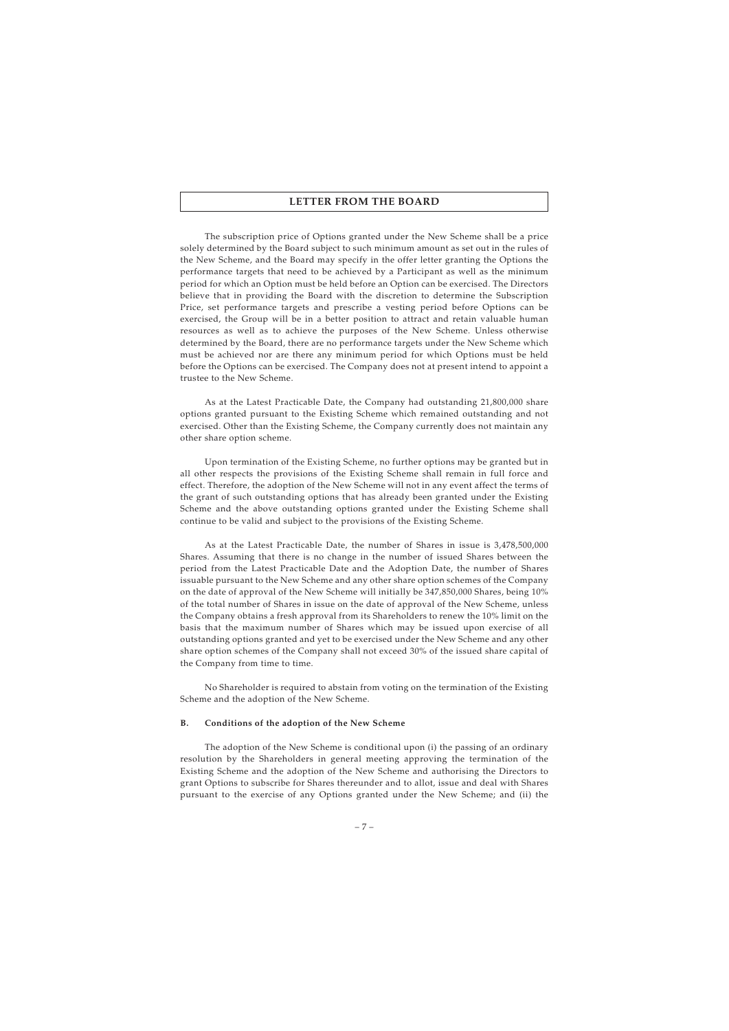The subscription price of Options granted under the New Scheme shall be a price solely determined by the Board subject to such minimum amount as set out in the rules of the New Scheme, and the Board may specify in the offer letter granting the Options the performance targets that need to be achieved by a Participant as well as the minimum period for which an Option must be held before an Option can be exercised. The Directors believe that in providing the Board with the discretion to determine the Subscription Price, set performance targets and prescribe a vesting period before Options can be exercised, the Group will be in a better position to attract and retain valuable human resources as well as to achieve the purposes of the New Scheme. Unless otherwise determined by the Board, there are no performance targets under the New Scheme which must be achieved nor are there any minimum period for which Options must be held before the Options can be exercised. The Company does not at present intend to appoint a trustee to the New Scheme.

As at the Latest Practicable Date, the Company had outstanding 21,800,000 share options granted pursuant to the Existing Scheme which remained outstanding and not exercised. Other than the Existing Scheme, the Company currently does not maintain any other share option scheme.

Upon termination of the Existing Scheme, no further options may be granted but in all other respects the provisions of the Existing Scheme shall remain in full force and effect. Therefore, the adoption of the New Scheme will not in any event affect the terms of the grant of such outstanding options that has already been granted under the Existing Scheme and the above outstanding options granted under the Existing Scheme shall continue to be valid and subject to the provisions of the Existing Scheme.

As at the Latest Practicable Date, the number of Shares in issue is 3,478,500,000 Shares. Assuming that there is no change in the number of issued Shares between the period from the Latest Practicable Date and the Adoption Date, the number of Shares issuable pursuant to the New Scheme and any other share option schemes of the Company on the date of approval of the New Scheme will initially be 347,850,000 Shares, being 10% of the total number of Shares in issue on the date of approval of the New Scheme, unless the Company obtains a fresh approval from its Shareholders to renew the 10% limit on the basis that the maximum number of Shares which may be issued upon exercise of all outstanding options granted and yet to be exercised under the New Scheme and any other share option schemes of the Company shall not exceed 30% of the issued share capital of the Company from time to time.

No Shareholder is required to abstain from voting on the termination of the Existing Scheme and the adoption of the New Scheme.

**B. Conditions of the adoption of the New Scheme**

The adoption of the New Scheme is conditional upon (i) the passing of an ordinary resolution by the Shareholders in general meeting approving the termination of the Existing Scheme and the adoption of the New Scheme and authorising the Directors to grant Options to subscribe for Shares thereunder and to allot, issue and deal with Shares pursuant to the exercise of any Options granted under the New Scheme; and (ii) the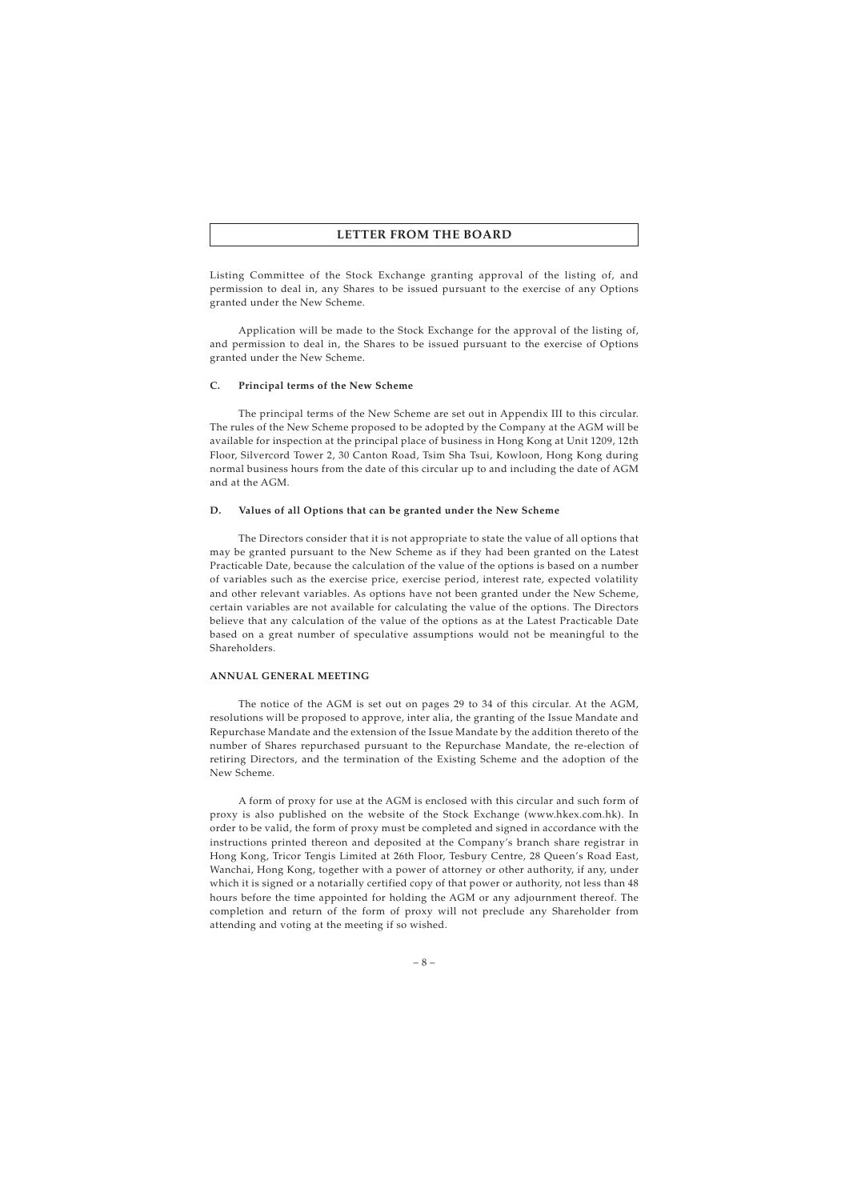Listing Committee of the Stock Exchange granting approval of the listing of, and permission to deal in, any Shares to be issued pursuant to the exercise of any Options granted under the New Scheme.

Application will be made to the Stock Exchange for the approval of the listing of, and permission to deal in, the Shares to be issued pursuant to the exercise of Options granted under the New Scheme.

### C. Principal terms of the New Scheme

The principal terms of the New Scheme are set out in Appendix III to this circular. The rules of the New Scheme proposed to be adopted by the Company at the AGM will be available for inspection at the principal place of business in Hong Kong at Unit 1209, 12th Floor, Silvercord Tower 2, 30 Canton Road, Tsim Sha Tsui, Kowloon, Hong Kong during normal business hours from the date of this circular up to and including the date of AGM and at the AGM.

### D. Values of all Options that can be granted under the New Scheme

The Directors consider that it is not appropriate to state the value of all options that may be granted pursuant to the New Scheme as if they had been granted on the Latest Practicable Date, because the calculation of the value of the options is based on a number of variables such as the exercise price, exercise period, interest rate, expected volatility and other relevant variables. As options have not been granted under the New Scheme, certain variables are not available for calculating the value of the options. The Directors believe that any calculation of the value of the options as at the Latest Practicable Date based on a great number of speculative assumptions would not be meaningful to the Shareholders.

## ANNUAL GENERAL MEETING

The notice of the AGM is set out on pages 29 to 34 of this circular. At the AGM, resolutions will be proposed to approve, inter alia, the granting of the Issue Mandate and Repurchase Mandate and the extension of the Issue Mandate by the addition thereto of the number of Shares repurchased pursuant to the Repurchase Mandate, the re-election of retiring Directors, and the termination of the Existing Scheme and the adoption of the New Scheme.

A form of proxy for use at the AGM is enclosed with this circular and such form of proxy is also published on the website of the Stock Exchange (www.hkex.com.hk). In order to be valid, the form of proxy must be completed and signed in accordance with the instructions printed thereon and deposited at the Company's branch share registrar in Hong Kong, Tricor Tengis Limited at 26th Floor, Tesbury Centre, 28 Queen's Road East, Wanchai, Hong Kong, together with a power of attorney or other authority, if any, under which it is signed or a notarially certified copy of that power or authority, not less than 48 hours before the time appointed for holding the AGM or any adjournment thereof. The completion and return of the form of proxy will not preclude any Shareholder from attending and voting at the meeting if so wished.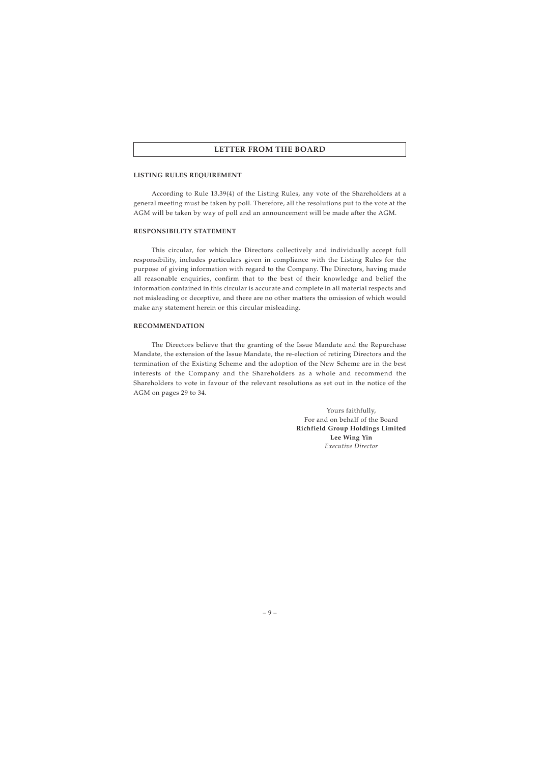# LETTER FROM THE BOARD

## LISTING RULES REQUIREMENT

According to Rule 13.39(4) of the Listing Rules, any vote of the Shareholders at a general meeting must be taken by poll. Therefore, all the resolutions put to the vote at the AGM will be taken by way of poll and an announcement will be made after the AGM.

## RESPONSIBILITY STATEMENT

This circular, for which the Directors collectively and individually accept full responsibility, includes particulars given in compliance with the Listing Rules for the purpose of giving information with regard to the Company. The Directors, having made all reasonable enquiries, confirm that to the best of their knowledge and belief the information contained in this circular is accurate and complete in all material respects and not misleading or deceptive, and there are no other matters the omission of which would make any statement herein or this circular misleading.

## RECOMMENDATION

The Directors believe that the granting of the Issue Mandate and the Repurchase Mandate, the extension of the Issue Mandate, the re-election of retiring Directors and the termination of the Existing Scheme and the adoption of the New Scheme are in the best interests of the Company and the Shareholders as a whole and recommend the Shareholders to vote in favour of the relevant resolutions as set out in the notice of the AGM on pages 29 to 34.

Yours faithfully,
For and on behalf of the Board
**Richfield Group Holdings Limited**
**Lee Wing Yin**
*Executive Director*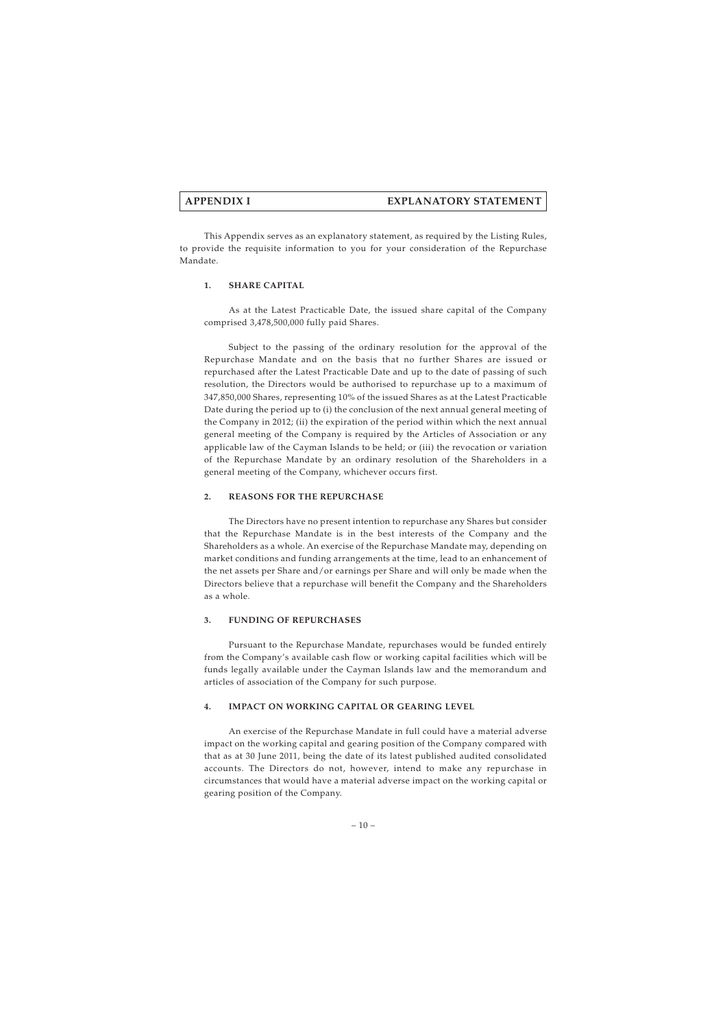# APPENDIX I EXPLANATORY STATEMENT

This Appendix serves as an explanatory statement, as required by the Listing Rules, to provide the requisite information to you for your consideration of the Repurchase Mandate.

## 1. SHARE CAPITAL

As at the Latest Practicable Date, the issued share capital of the Company comprised 3,478,500,000 fully paid Shares.

Subject to the passing of the ordinary resolution for the approval of the Repurchase Mandate and on the basis that no further Shares are issued or repurchased after the Latest Practicable Date and up to the date of passing of such resolution, the Directors would be authorised to repurchase up to a maximum of 347,850,000 Shares, representing 10% of the issued Shares as at the Latest Practicable Date during the period up to (i) the conclusion of the next annual general meeting of the Company in 2012; (ii) the expiration of the period within which the next annual general meeting of the Company is required by the Articles of Association or any applicable law of the Cayman Islands to be held; or (iii) the revocation or variation of the Repurchase Mandate by an ordinary resolution of the Shareholders in a general meeting of the Company, whichever occurs first.

## 2. REASONS FOR THE REPURCHASE

The Directors have no present intention to repurchase any Shares but consider that the Repurchase Mandate is in the best interests of the Company and the Shareholders as a whole. An exercise of the Repurchase Mandate may, depending on market conditions and funding arrangements at the time, lead to an enhancement of the net assets per Share and/or earnings per Share and will only be made when the Directors believe that a repurchase will benefit the Company and the Shareholders as a whole.

## 3. FUNDING OF REPURCHASES

Pursuant to the Repurchase Mandate, repurchases would be funded entirely from the Company's available cash flow or working capital facilities which will be funds legally available under the Cayman Islands law and the memorandum and articles of association of the Company for such purpose.

## 4. IMPACT ON WORKING CAPITAL OR GEARING LEVEL

An exercise of the Repurchase Mandate in full could have a material adverse impact on the working capital and gearing position of the Company compared with that as at 30 June 2011, being the date of its latest published audited consolidated accounts. The Directors do not, however, intend to make any repurchase in circumstances that would have a material adverse impact on the working capital or gearing position of the Company.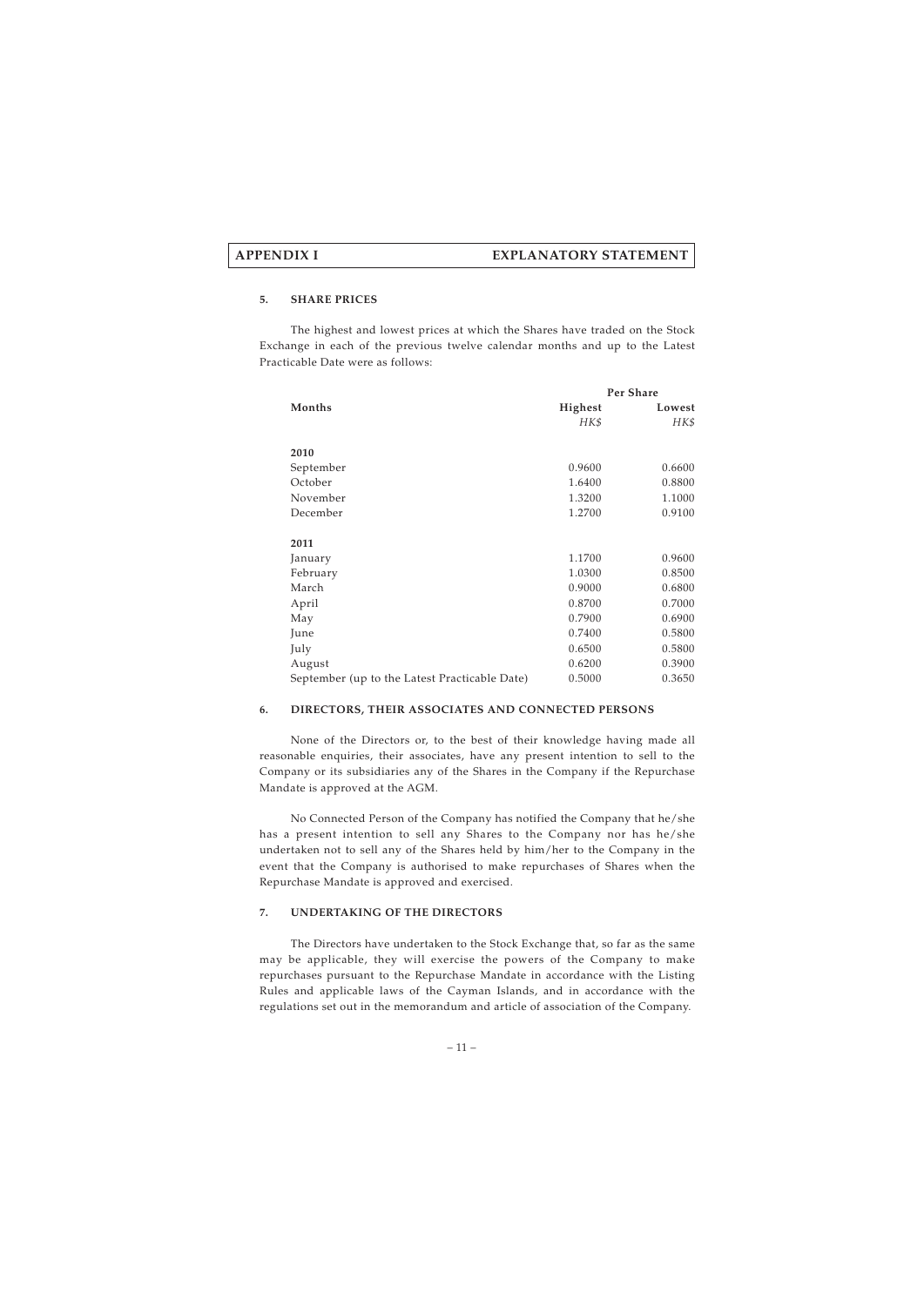### 5. SHARE PRICES

The highest and lowest prices at which the Shares have traded on the Stock Exchange in each of the previous twelve calendar months and up to the Latest Practicable Date were as follows:

| Months | Per Share | |
|---|---|---|
| | **Highest** | **Lowest** |
| | *HK$* | *HK$* |
| **2010** | | |
| September | 0.9600 | 0.6600 |
| October | 1.6400 | 0.8800 |
| November | 1.3200 | 1.1000 |
| December | 1.2700 | 0.9100 |
| **2011** | | |
| January | 1.1700 | 0.9600 |
| February | 1.0300 | 0.8500 |
| March | 0.9000 | 0.6800 |
| April | 0.8700 | 0.7000 |
| May | 0.7900 | 0.6900 |
| June | 0.7400 | 0.5800 |
| July | 0.6500 | 0.5800 |
| August | 0.6200 | 0.3900 |
| September (up to the Latest Practicable Date) | 0.5000 | 0.3650 |

### 6. DIRECTORS, THEIR ASSOCIATES AND CONNECTED PERSONS

None of the Directors or, to the best of their knowledge having made all reasonable enquiries, their associates, have any present intention to sell to the Company or its subsidiaries any of the Shares in the Company if the Repurchase Mandate is approved at the AGM.

No Connected Person of the Company has notified the Company that he/she has a present intention to sell any Shares to the Company nor has he/she undertaken not to sell any of the Shares held by him/her to the Company in the event that the Company is authorised to make repurchases of Shares when the Repurchase Mandate is approved and exercised.

### 7. UNDERTAKING OF THE DIRECTORS

The Directors have undertaken to the Stock Exchange that, so far as the same may be applicable, they will exercise the powers of the Company to make repurchases pursuant to the Repurchase Mandate in accordance with the Listing Rules and applicable laws of the Cayman Islands, and in accordance with the regulations set out in the memorandum and article of association of the Company.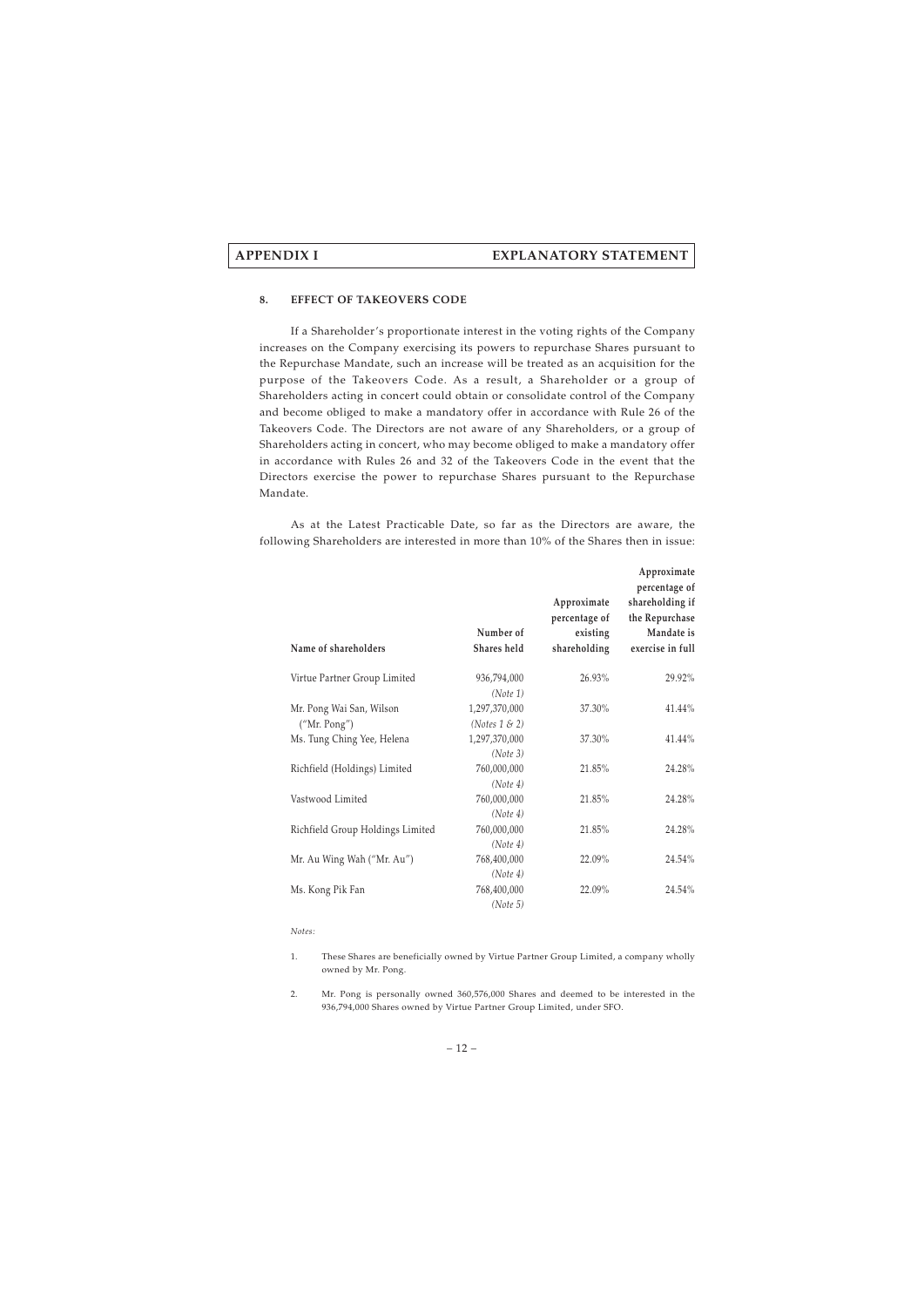## 8. EFFECT OF TAKEOVERS CODE

If a Shareholder's proportionate interest in the voting rights of the Company increases on the Company exercising its powers to repurchase Shares pursuant to the Repurchase Mandate, such an increase will be treated as an acquisition for the purpose of the Takeovers Code. As a result, a Shareholder or a group of Shareholders acting in concert could obtain or consolidate control of the Company and become obliged to make a mandatory offer in accordance with Rule 26 of the Takeovers Code. The Directors are not aware of any Shareholders, or a group of Shareholders acting in concert, who may become obliged to make a mandatory offer in accordance with Rules 26 and 32 of the Takeovers Code in the event that the Directors exercise the power to repurchase Shares pursuant to the Repurchase Mandate.

As at the Latest Practicable Date, so far as the Directors are aware, the following Shareholders are interested in more than 10% of the Shares then in issue:

| Name of shareholders | Number of Shares held | Approximate percentage of existing shareholding | Approximate percentage of shareholding if the Repurchase Mandate is exercise in full |
|---|---|---|---|
| Virtue Partner Group Limited | 936,794,000 *(Note 1)* | 26.93% | 29.92% |
| Mr. Pong Wai San, Wilson ("Mr. Pong") | 1,297,370,000 *(Notes 1 & 2)* | 37.30% | 41.44% |
| Ms. Tung Ching Yee, Helena | 1,297,370,000 *(Note 3)* | 37.30% | 41.44% |
| Richfield (Holdings) Limited | 760,000,000 *(Note 4)* | 21.85% | 24.28% |
| Vastwood Limited | 760,000,000 *(Note 4)* | 21.85% | 24.28% |
| Richfield Group Holdings Limited | 760,000,000 *(Note 4)* | 21.85% | 24.28% |
| Mr. Au Wing Wah ("Mr. Au") | 768,400,000 *(Note 4)* | 22.09% | 24.54% |
| Ms. Kong Pik Fan | 768,400,000 *(Note 5)* | 22.09% | 24.54% |

*Notes:*

1. These Shares are beneficially owned by Virtue Partner Group Limited, a company wholly owned by Mr. Pong.

2. Mr. Pong is personally owned 360,576,000 Shares and deemed to be interested in the 936,794,000 Shares owned by Virtue Partner Group Limited, under SFO.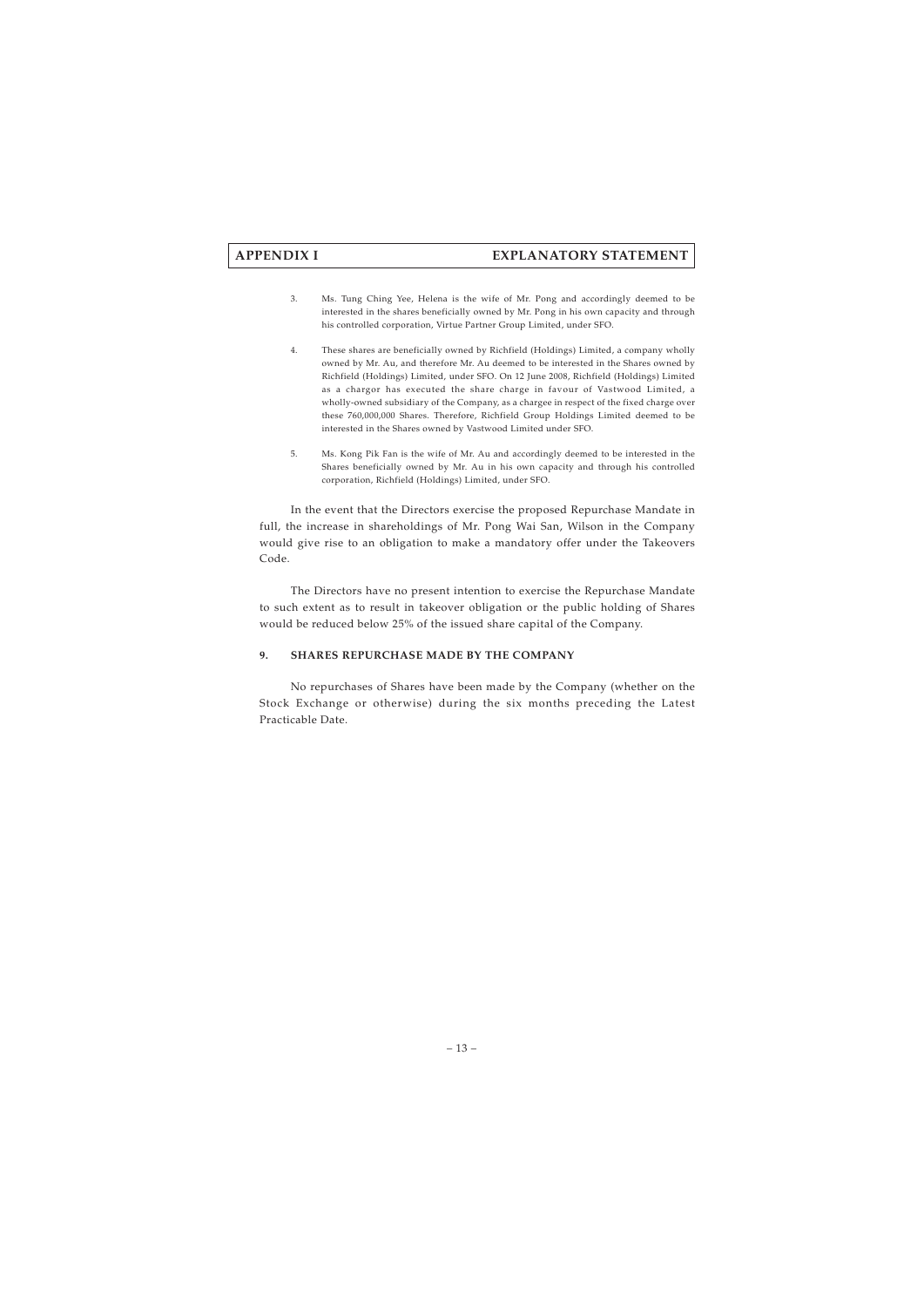3. Ms. Tung Ching Yee, Helena is the wife of Mr. Pong and accordingly deemed to be interested in the shares beneficially owned by Mr. Pong in his own capacity and through his controlled corporation, Virtue Partner Group Limited, under SFO.

4. These shares are beneficially owned by Richfield (Holdings) Limited, a company wholly owned by Mr. Au, and therefore Mr. Au deemed to be interested in the Shares owned by Richfield (Holdings) Limited, under SFO. On 12 June 2008, Richfield (Holdings) Limited as a chargor has executed the share charge in favour of Vastwood Limited, a wholly-owned subsidiary of the Company, as a chargee in respect of the fixed charge over these 760,000,000 Shares. Therefore, Richfield Group Holdings Limited deemed to be interested in the Shares owned by Vastwood Limited under SFO.

5. Ms. Kong Pik Fan is the wife of Mr. Au and accordingly deemed to be interested in the Shares beneficially owned by Mr. Au in his own capacity and through his controlled corporation, Richfield (Holdings) Limited, under SFO.

In the event that the Directors exercise the proposed Repurchase Mandate in full, the increase in shareholdings of Mr. Pong Wai San, Wilson in the Company would give rise to an obligation to make a mandatory offer under the Takeovers Code.

The Directors have no present intention to exercise the Repurchase Mandate to such extent as to result in takeover obligation or the public holding of Shares would be reduced below 25% of the issued share capital of the Company.

### 9. SHARES REPURCHASE MADE BY THE COMPANY

No repurchases of Shares have been made by the Company (whether on the Stock Exchange or otherwise) during the six months preceding the Latest Practicable Date.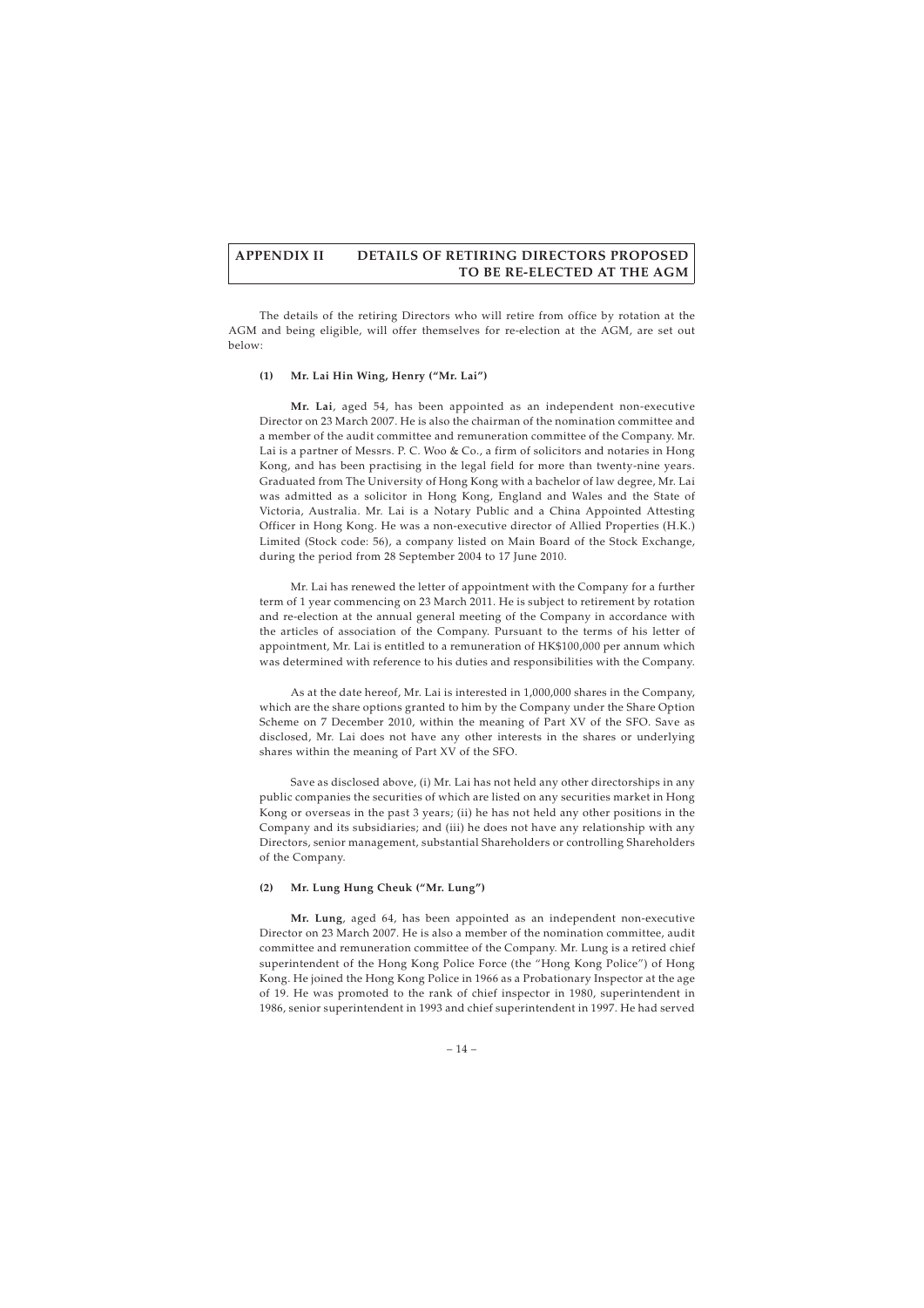# APPENDIX II DETAILS OF RETIRING DIRECTORS PROPOSED TO BE RE-ELECTED AT THE AGM

The details of the retiring Directors who will retire from office by rotation at the AGM and being eligible, will offer themselves for re-election at the AGM, are set out below:

### (1) Mr. Lai Hin Wing, Henry ("Mr. Lai")

**Mr. Lai**, aged 54, has been appointed as an independent non-executive Director on 23 March 2007. He is also the chairman of the nomination committee and a member of the audit committee and remuneration committee of the Company. Mr. Lai is a partner of Messrs. P. C. Woo & Co., a firm of solicitors and notaries in Hong Kong, and has been practising in the legal field for more than twenty-nine years. Graduated from The University of Hong Kong with a bachelor of law degree, Mr. Lai was admitted as a solicitor in Hong Kong, England and Wales and the State of Victoria, Australia. Mr. Lai is a Notary Public and a China Appointed Attesting Officer in Hong Kong. He was a non-executive director of Allied Properties (H.K.) Limited (Stock code: 56), a company listed on Main Board of the Stock Exchange, during the period from 28 September 2004 to 17 June 2010.

Mr. Lai has renewed the letter of appointment with the Company for a further term of 1 year commencing on 23 March 2011. He is subject to retirement by rotation and re-election at the annual general meeting of the Company in accordance with the articles of association of the Company. Pursuant to the terms of his letter of appointment, Mr. Lai is entitled to a remuneration of HK$100,000 per annum which was determined with reference to his duties and responsibilities with the Company.

As at the date hereof, Mr. Lai is interested in 1,000,000 shares in the Company, which are the share options granted to him by the Company under the Share Option Scheme on 7 December 2010, within the meaning of Part XV of the SFO. Save as disclosed, Mr. Lai does not have any other interests in the shares or underlying shares within the meaning of Part XV of the SFO.

Save as disclosed above, (i) Mr. Lai has not held any other directorships in any public companies the securities of which are listed on any securities market in Hong Kong or overseas in the past 3 years; (ii) he has not held any other positions in the Company and its subsidiaries; and (iii) he does not have any relationship with any Directors, senior management, substantial Shareholders or controlling Shareholders of the Company.

### (2) Mr. Lung Hung Cheuk ("Mr. Lung")

**Mr. Lung**, aged 64, has been appointed as an independent non-executive Director on 23 March 2007. He is also a member of the nomination committee, audit committee and remuneration committee of the Company. Mr. Lung is a retired chief superintendent of the Hong Kong Police Force (the "Hong Kong Police") of Hong Kong. He joined the Hong Kong Police in 1966 as a Probationary Inspector at the age of 19. He was promoted to the rank of chief inspector in 1980, superintendent in 1986, senior superintendent in 1993 and chief superintendent in 1997. He had served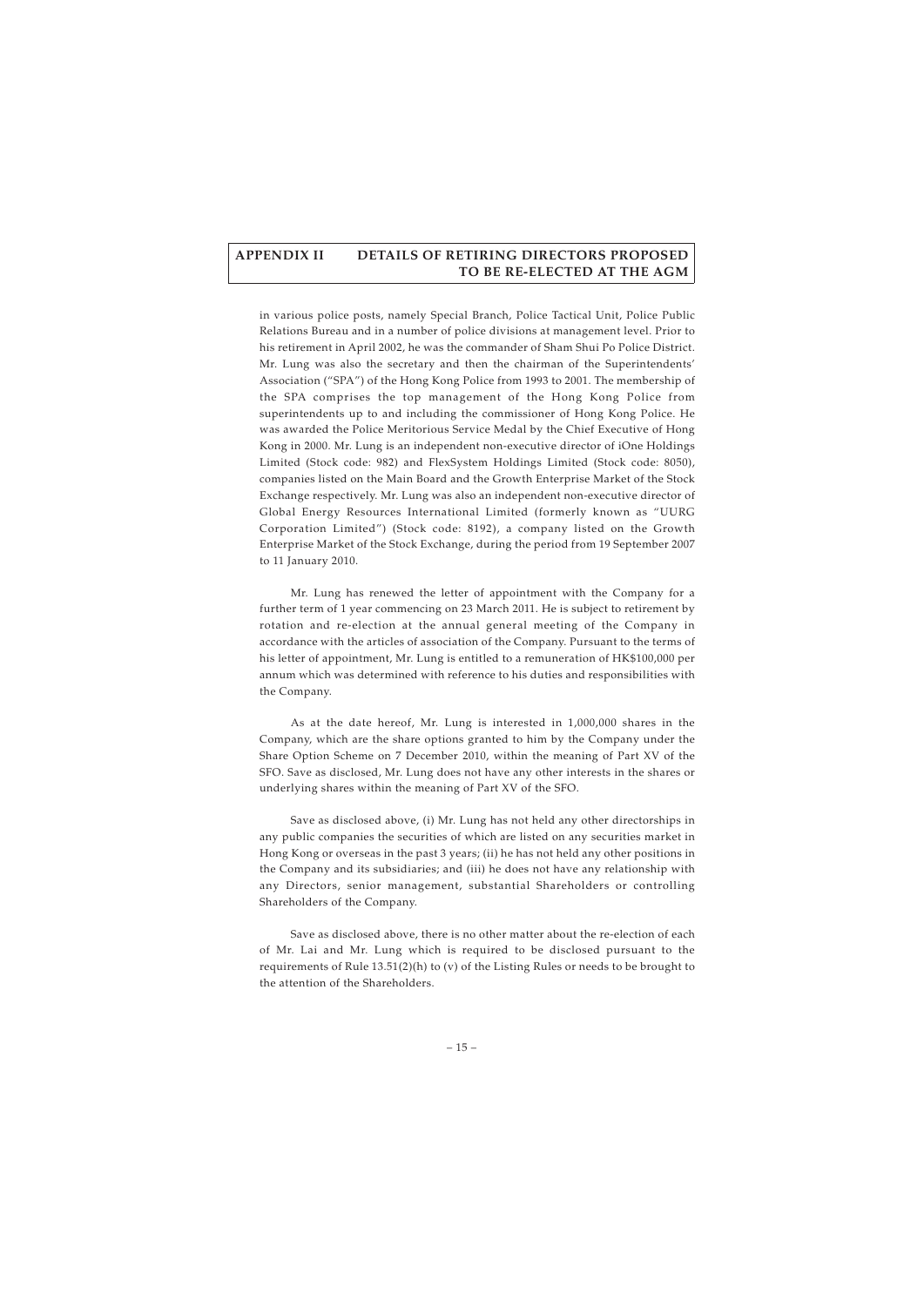in various police posts, namely Special Branch, Police Tactical Unit, Police Public Relations Bureau and in a number of police divisions at management level. Prior to his retirement in April 2002, he was the commander of Sham Shui Po Police District. Mr. Lung was also the secretary and then the chairman of the Superintendents' Association ("SPA") of the Hong Kong Police from 1993 to 2001. The membership of the SPA comprises the top management of the Hong Kong Police from superintendents up to and including the commissioner of Hong Kong Police. He was awarded the Police Meritorious Service Medal by the Chief Executive of Hong Kong in 2000. Mr. Lung is an independent non-executive director of iOne Holdings Limited (Stock code: 982) and FlexSystem Holdings Limited (Stock code: 8050), companies listed on the Main Board and the Growth Enterprise Market of the Stock Exchange respectively. Mr. Lung was also an independent non-executive director of Global Energy Resources International Limited (formerly known as "UURG Corporation Limited") (Stock code: 8192), a company listed on the Growth Enterprise Market of the Stock Exchange, during the period from 19 September 2007 to 11 January 2010.

Mr. Lung has renewed the letter of appointment with the Company for a further term of 1 year commencing on 23 March 2011. He is subject to retirement by rotation and re-election at the annual general meeting of the Company in accordance with the articles of association of the Company. Pursuant to the terms of his letter of appointment, Mr. Lung is entitled to a remuneration of HK$100,000 per annum which was determined with reference to his duties and responsibilities with the Company.

As at the date hereof, Mr. Lung is interested in 1,000,000 shares in the Company, which are the share options granted to him by the Company under the Share Option Scheme on 7 December 2010, within the meaning of Part XV of the SFO. Save as disclosed, Mr. Lung does not have any other interests in the shares or underlying shares within the meaning of Part XV of the SFO.

Save as disclosed above, (i) Mr. Lung has not held any other directorships in any public companies the securities of which are listed on any securities market in Hong Kong or overseas in the past 3 years; (ii) he has not held any other positions in the Company and its subsidiaries; and (iii) he does not have any relationship with any Directors, senior management, substantial Shareholders or controlling Shareholders of the Company.

Save as disclosed above, there is no other matter about the re-election of each of Mr. Lai and Mr. Lung which is required to be disclosed pursuant to the requirements of Rule 13.51(2)(h) to (v) of the Listing Rules or needs to be brought to the attention of the Shareholders.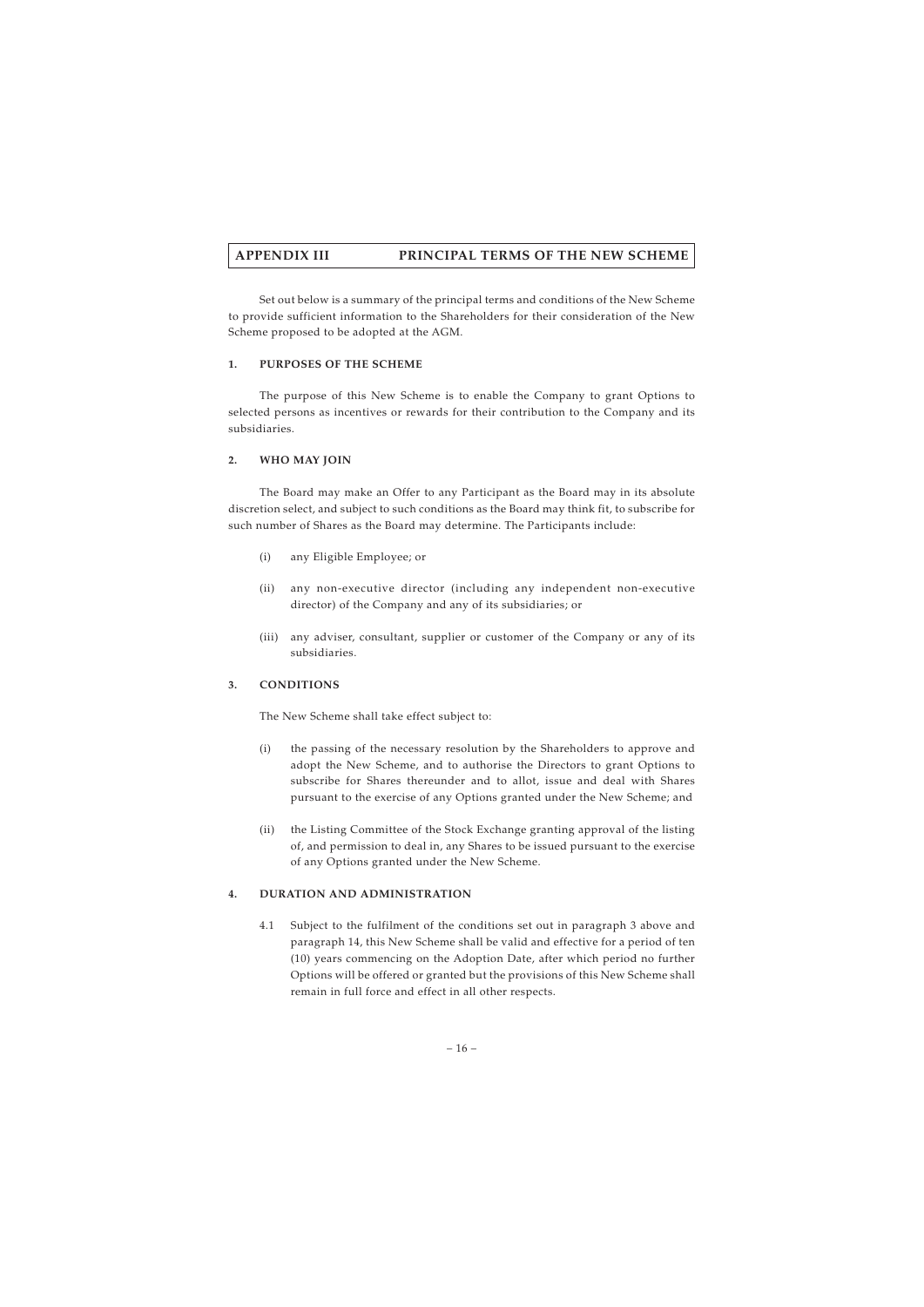## APPENDIX III PRINCIPAL TERMS OF THE NEW SCHEME

Set out below is a summary of the principal terms and conditions of the New Scheme to provide sufficient information to the Shareholders for their consideration of the New Scheme proposed to be adopted at the AGM.

### 1. PURPOSES OF THE SCHEME

The purpose of this New Scheme is to enable the Company to grant Options to selected persons as incentives or rewards for their contribution to the Company and its subsidiaries.

### 2. WHO MAY JOIN

The Board may make an Offer to any Participant as the Board may in its absolute discretion select, and subject to such conditions as the Board may think fit, to subscribe for such number of Shares as the Board may determine. The Participants include:

(i) any Eligible Employee; or

(ii) any non-executive director (including any independent non-executive director) of the Company and any of its subsidiaries; or

(iii) any adviser, consultant, supplier or customer of the Company or any of its subsidiaries.

### 3. CONDITIONS

The New Scheme shall take effect subject to:

(i) the passing of the necessary resolution by the Shareholders to approve and adopt the New Scheme, and to authorise the Directors to grant Options to subscribe for Shares thereunder and to allot, issue and deal with Shares pursuant to the exercise of any Options granted under the New Scheme; and

(ii) the Listing Committee of the Stock Exchange granting approval of the listing of, and permission to deal in, any Shares to be issued pursuant to the exercise of any Options granted under the New Scheme.

### 4. DURATION AND ADMINISTRATION

4.1 Subject to the fulfilment of the conditions set out in paragraph 3 above and paragraph 14, this New Scheme shall be valid and effective for a period of ten (10) years commencing on the Adoption Date, after which period no further Options will be offered or granted but the provisions of this New Scheme shall remain in full force and effect in all other respects.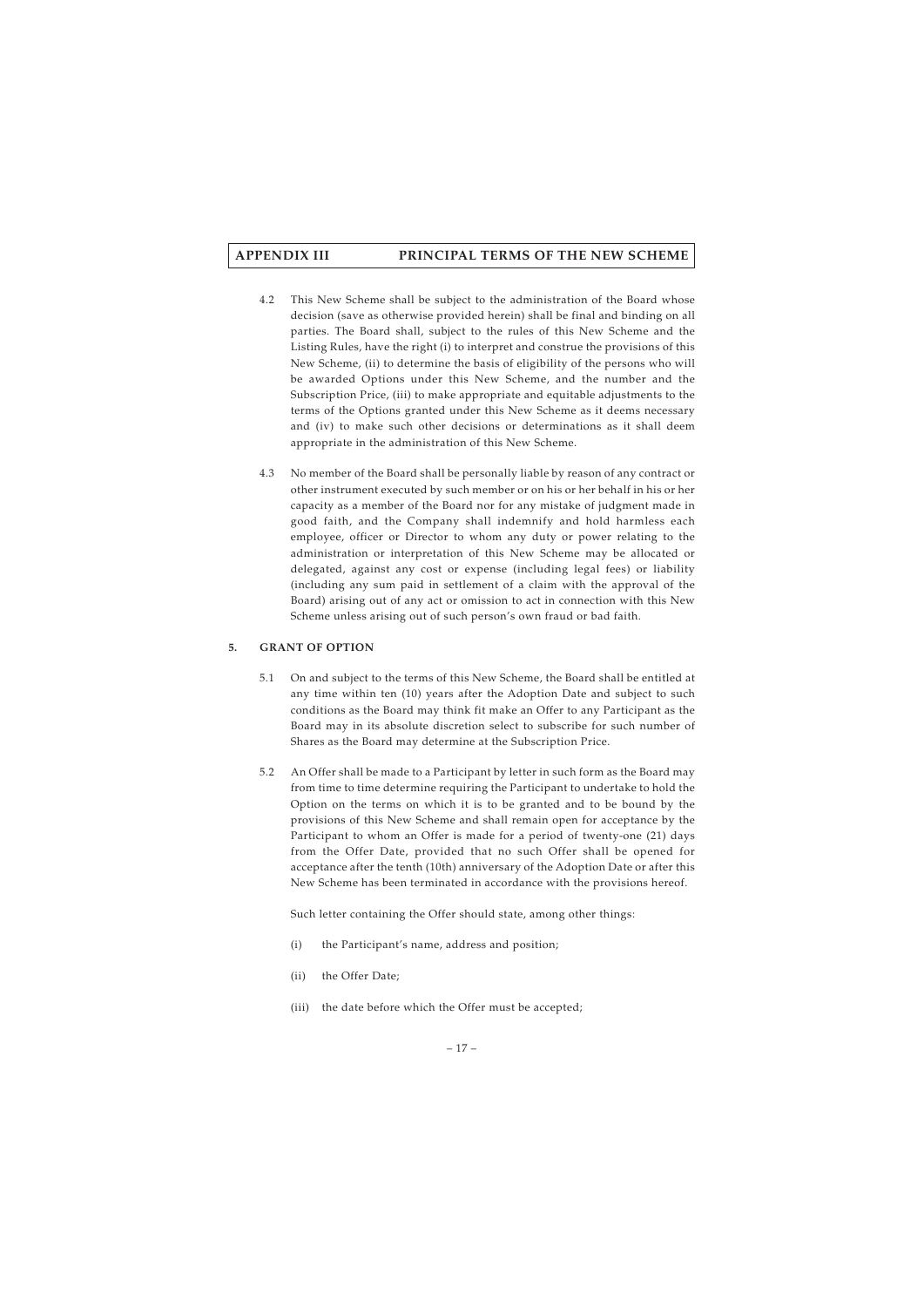4.2 This New Scheme shall be subject to the administration of the Board whose decision (save as otherwise provided herein) shall be final and binding on all parties. The Board shall, subject to the rules of this New Scheme and the Listing Rules, have the right (i) to interpret and construe the provisions of this New Scheme, (ii) to determine the basis of eligibility of the persons who will be awarded Options under this New Scheme, and the number and the Subscription Price, (iii) to make appropriate and equitable adjustments to the terms of the Options granted under this New Scheme as it deems necessary and (iv) to make such other decisions or determinations as it shall deem appropriate in the administration of this New Scheme.

4.3 No member of the Board shall be personally liable by reason of any contract or other instrument executed by such member or on his or her behalf in his or her capacity as a member of the Board nor for any mistake of judgment made in good faith, and the Company shall indemnify and hold harmless each employee, officer or Director to whom any duty or power relating to the administration or interpretation of this New Scheme may be allocated or delegated, against any cost or expense (including legal fees) or liability (including any sum paid in settlement of a claim with the approval of the Board) arising out of any act or omission to act in connection with this New Scheme unless arising out of such person's own fraud or bad faith.

## 5. GRANT OF OPTION

5.1 On and subject to the terms of this New Scheme, the Board shall be entitled at any time within ten (10) years after the Adoption Date and subject to such conditions as the Board may think fit make an Offer to any Participant as the Board may in its absolute discretion select to subscribe for such number of Shares as the Board may determine at the Subscription Price.

5.2 An Offer shall be made to a Participant by letter in such form as the Board may from time to time determine requiring the Participant to undertake to hold the Option on the terms on which it is to be granted and to be bound by the provisions of this New Scheme and shall remain open for acceptance by the Participant to whom an Offer is made for a period of twenty-one (21) days from the Offer Date, provided that no such Offer shall be opened for acceptance after the tenth (10th) anniversary of the Adoption Date or after this New Scheme has been terminated in accordance with the provisions hereof.

Such letter containing the Offer should state, among other things:

(i) the Participant's name, address and position;

(ii) the Offer Date;

(iii) the date before which the Offer must be accepted;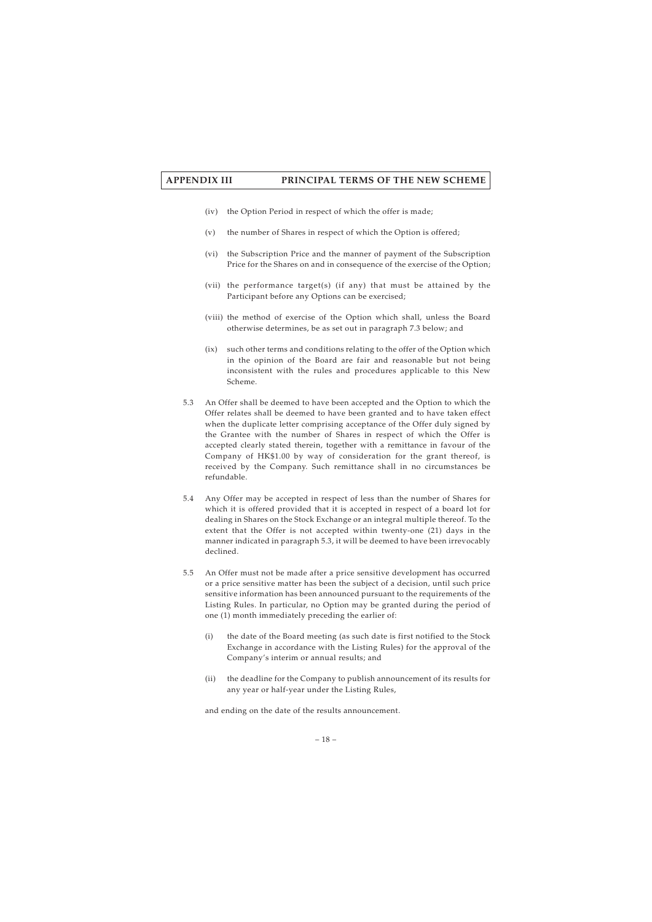(iv) the Option Period in respect of which the offer is made;

(v) the number of Shares in respect of which the Option is offered;

(vi) the Subscription Price and the manner of payment of the Subscription Price for the Shares on and in consequence of the exercise of the Option;

(vii) the performance target(s) (if any) that must be attained by the Participant before any Options can be exercised;

(viii) the method of exercise of the Option which shall, unless the Board otherwise determines, be as set out in paragraph 7.3 below; and

(ix) such other terms and conditions relating to the offer of the Option which in the opinion of the Board are fair and reasonable but not being inconsistent with the rules and procedures applicable to this New Scheme.

5.3 An Offer shall be deemed to have been accepted and the Option to which the Offer relates shall be deemed to have been granted and to have taken effect when the duplicate letter comprising acceptance of the Offer duly signed by the Grantee with the number of Shares in respect of which the Offer is accepted clearly stated therein, together with a remittance in favour of the Company of HK$1.00 by way of consideration for the grant thereof, is received by the Company. Such remittance shall in no circumstances be refundable.

5.4 Any Offer may be accepted in respect of less than the number of Shares for which it is offered provided that it is accepted in respect of a board lot for dealing in Shares on the Stock Exchange or an integral multiple thereof. To the extent that the Offer is not accepted within twenty-one (21) days in the manner indicated in paragraph 5.3, it will be deemed to have been irrevocably declined.

5.5 An Offer must not be made after a price sensitive development has occurred or a price sensitive matter has been the subject of a decision, until such price sensitive information has been announced pursuant to the requirements of the Listing Rules. In particular, no Option may be granted during the period of one (1) month immediately preceding the earlier of:

(i) the date of the Board meeting (as such date is first notified to the Stock Exchange in accordance with the Listing Rules) for the approval of the Company's interim or annual results; and

(ii) the deadline for the Company to publish announcement of its results for any year or half-year under the Listing Rules,

and ending on the date of the results announcement.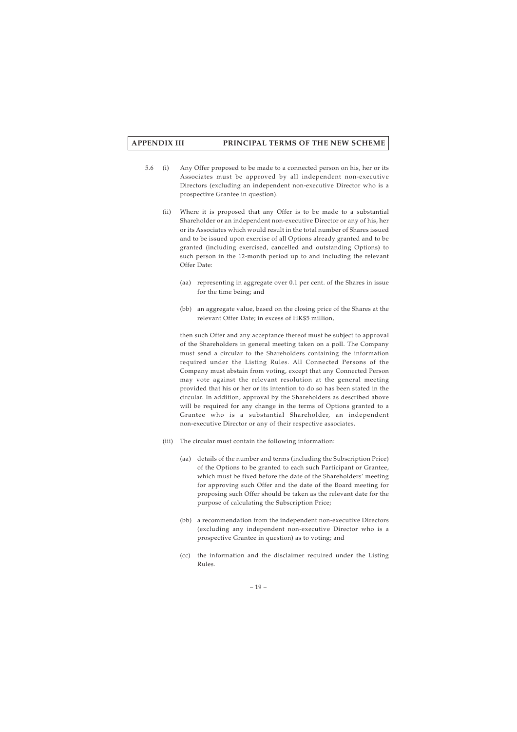5.6 (i) Any Offer proposed to be made to a connected person on his, her or its Associates must be approved by all independent non-executive Directors (excluding an independent non-executive Director who is a prospective Grantee in question).

(ii) Where it is proposed that any Offer is to be made to a substantial Shareholder or an independent non-executive Director or any of his, her or its Associates which would result in the total number of Shares issued and to be issued upon exercise of all Options already granted and to be granted (including exercised, cancelled and outstanding Options) to such person in the 12-month period up to and including the relevant Offer Date:

(aa) representing in aggregate over 0.1 per cent. of the Shares in issue for the time being; and

(bb) an aggregate value, based on the closing price of the Shares at the relevant Offer Date; in excess of HK$5 million,

then such Offer and any acceptance thereof must be subject to approval of the Shareholders in general meeting taken on a poll. The Company must send a circular to the Shareholders containing the information required under the Listing Rules. All Connected Persons of the Company must abstain from voting, except that any Connected Person may vote against the relevant resolution at the general meeting provided that his or her or its intention to do so has been stated in the circular. In addition, approval by the Shareholders as described above will be required for any change in the terms of Options granted to a Grantee who is a substantial Shareholder, an independent non-executive Director or any of their respective associates.

(iii) The circular must contain the following information:

(aa) details of the number and terms (including the Subscription Price) of the Options to be granted to each such Participant or Grantee, which must be fixed before the date of the Shareholders' meeting for approving such Offer and the date of the Board meeting for proposing such Offer should be taken as the relevant date for the purpose of calculating the Subscription Price;

(bb) a recommendation from the independent non-executive Directors (excluding any independent non-executive Director who is a prospective Grantee in question) as to voting; and

(cc) the information and the disclaimer required under the Listing Rules.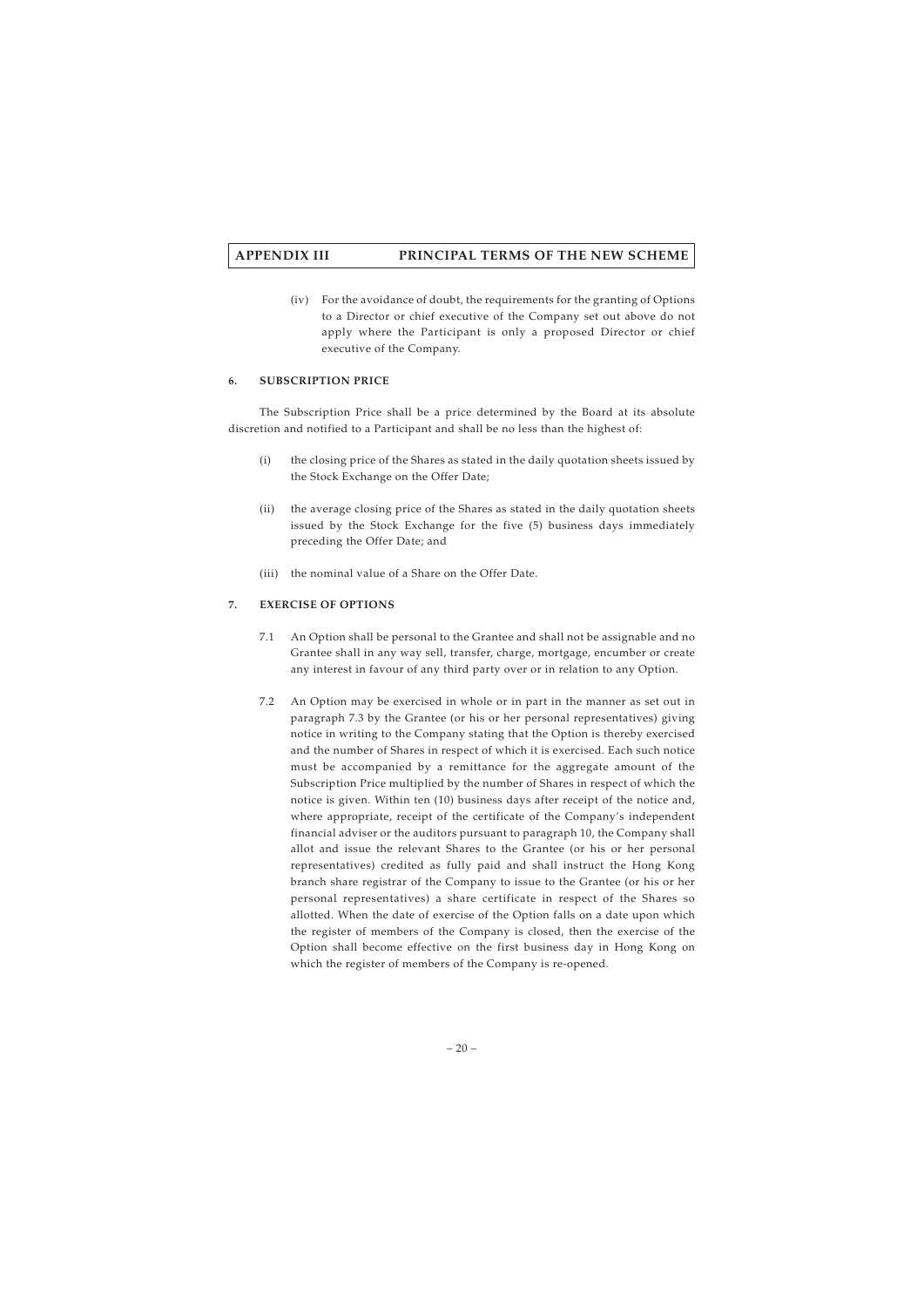(iv) For the avoidance of doubt, the requirements for the granting of Options to a Director or chief executive of the Company set out above do not apply where the Participant is only a proposed Director or chief executive of the Company.

## 6. SUBSCRIPTION PRICE

The Subscription Price shall be a price determined by the Board at its absolute discretion and notified to a Participant and shall be no less than the highest of:

(i) the closing price of the Shares as stated in the daily quotation sheets issued by the Stock Exchange on the Offer Date;

(ii) the average closing price of the Shares as stated in the daily quotation sheets issued by the Stock Exchange for the five (5) business days immediately preceding the Offer Date; and

(iii) the nominal value of a Share on the Offer Date.

## 7. EXERCISE OF OPTIONS

7.1 An Option shall be personal to the Grantee and shall not be assignable and no Grantee shall in any way sell, transfer, charge, mortgage, encumber or create any interest in favour of any third party over or in relation to any Option.

7.2 An Option may be exercised in whole or in part in the manner as set out in paragraph 7.3 by the Grantee (or his or her personal representatives) giving notice in writing to the Company stating that the Option is thereby exercised and the number of Shares in respect of which it is exercised. Each such notice must be accompanied by a remittance for the aggregate amount of the Subscription Price multiplied by the number of Shares in respect of which the notice is given. Within ten (10) business days after receipt of the notice and, where appropriate, receipt of the certificate of the Company's independent financial adviser or the auditors pursuant to paragraph 10, the Company shall allot and issue the relevant Shares to the Grantee (or his or her personal representatives) credited as fully paid and shall instruct the Hong Kong branch share registrar of the Company to issue to the Grantee (or his or her personal representatives) a share certificate in respect of the Shares so allotted. When the date of exercise of the Option falls on a date upon which the register of members of the Company is closed, then the exercise of the Option shall become effective on the first business day in Hong Kong on which the register of members of the Company is re-opened.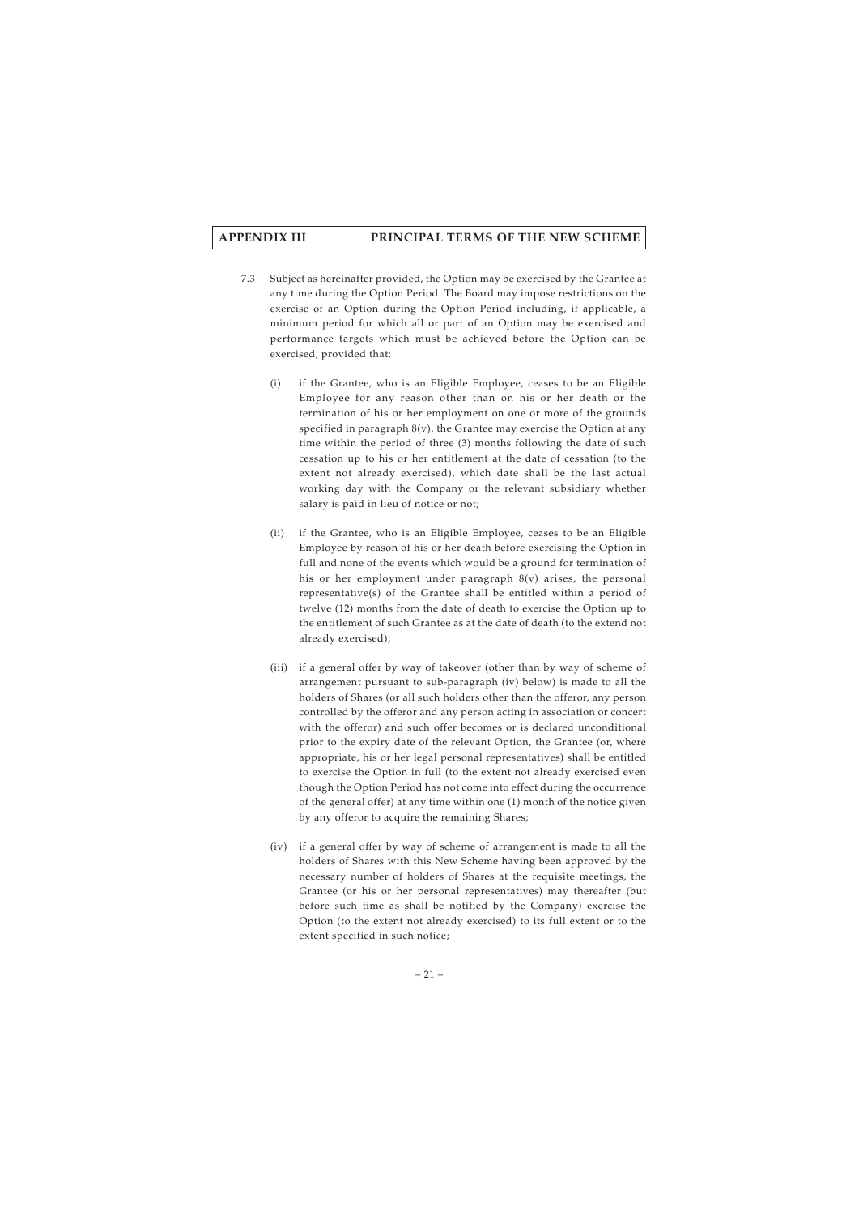7.3 Subject as hereinafter provided, the Option may be exercised by the Grantee at any time during the Option Period. The Board may impose restrictions on the exercise of an Option during the Option Period including, if applicable, a minimum period for which all or part of an Option may be exercised and performance targets which must be achieved before the Option can be exercised, provided that:

(i) if the Grantee, who is an Eligible Employee, ceases to be an Eligible Employee for any reason other than on his or her death or the termination of his or her employment on one or more of the grounds specified in paragraph 8(v), the Grantee may exercise the Option at any time within the period of three (3) months following the date of such cessation up to his or her entitlement at the date of cessation (to the extent not already exercised), which date shall be the last actual working day with the Company or the relevant subsidiary whether salary is paid in lieu of notice or not;

(ii) if the Grantee, who is an Eligible Employee, ceases to be an Eligible Employee by reason of his or her death before exercising the Option in full and none of the events which would be a ground for termination of his or her employment under paragraph 8(v) arises, the personal representative(s) of the Grantee shall be entitled within a period of twelve (12) months from the date of death to exercise the Option up to the entitlement of such Grantee as at the date of death (to the extend not already exercised);

(iii) if a general offer by way of takeover (other than by way of scheme of arrangement pursuant to sub-paragraph (iv) below) is made to all the holders of Shares (or all such holders other than the offeror, any person controlled by the offeror and any person acting in association or concert with the offeror) and such offer becomes or is declared unconditional prior to the expiry date of the relevant Option, the Grantee (or, where appropriate, his or her legal personal representatives) shall be entitled to exercise the Option in full (to the extent not already exercised even though the Option Period has not come into effect during the occurrence of the general offer) at any time within one (1) month of the notice given by any offeror to acquire the remaining Shares;

(iv) if a general offer by way of scheme of arrangement is made to all the holders of Shares with this New Scheme having been approved by the necessary number of holders of Shares at the requisite meetings, the Grantee (or his or her personal representatives) may thereafter (but before such time as shall be notified by the Company) exercise the Option (to the extent not already exercised) to its full extent or to the extent specified in such notice;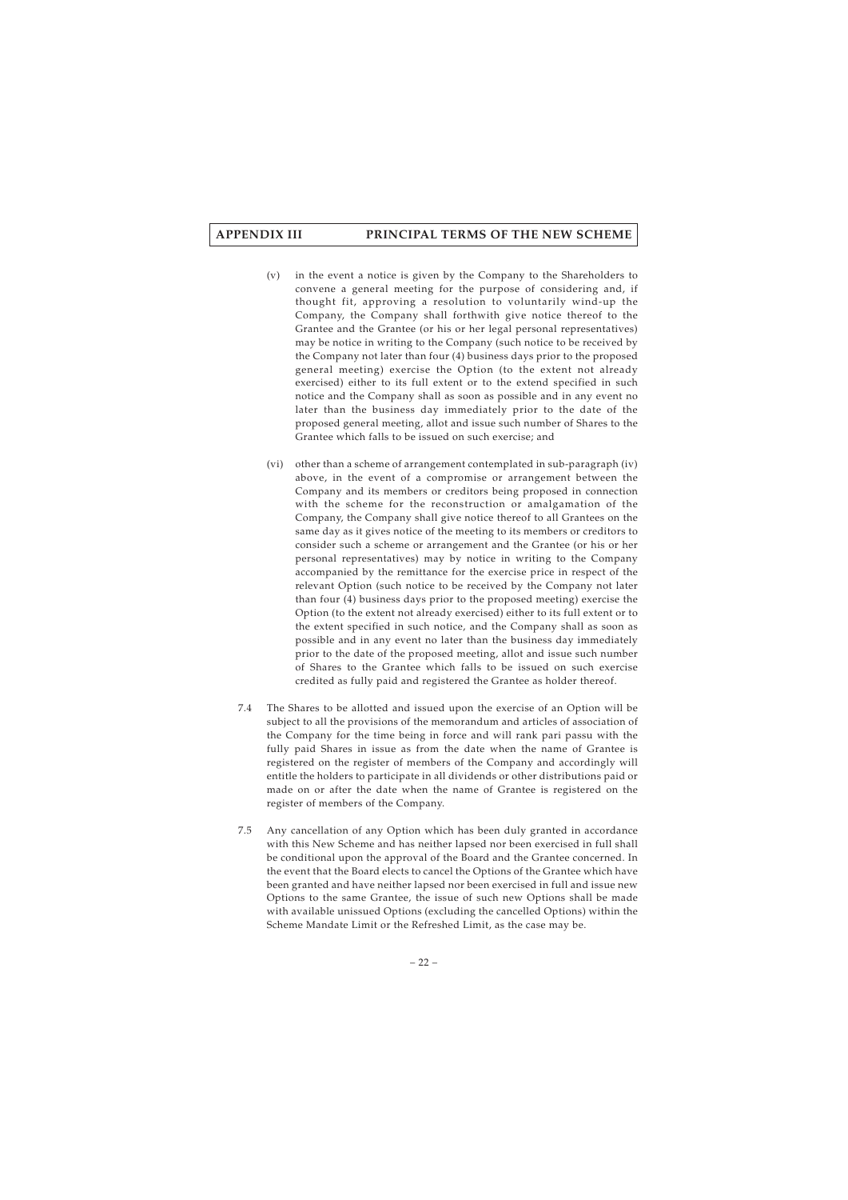(v) in the event a notice is given by the Company to the Shareholders to convene a general meeting for the purpose of considering and, if thought fit, approving a resolution to voluntarily wind-up the Company, the Company shall forthwith give notice thereof to the Grantee and the Grantee (or his or her legal personal representatives) may be notice in writing to the Company (such notice to be received by the Company not later than four (4) business days prior to the proposed general meeting) exercise the Option (to the extent not already exercised) either to its full extent or to the extend specified in such notice and the Company shall as soon as possible and in any event no later than the business day immediately prior to the date of the proposed general meeting, allot and issue such number of Shares to the Grantee which falls to be issued on such exercise; and

(vi) other than a scheme of arrangement contemplated in sub-paragraph (iv) above, in the event of a compromise or arrangement between the Company and its members or creditors being proposed in connection with the scheme for the reconstruction or amalgamation of the Company, the Company shall give notice thereof to all Grantees on the same day as it gives notice of the meeting to its members or creditors to consider such a scheme or arrangement and the Grantee (or his or her personal representatives) may by notice in writing to the Company accompanied by the remittance for the exercise price in respect of the relevant Option (such notice to be received by the Company not later than four (4) business days prior to the proposed meeting) exercise the Option (to the extent not already exercised) either to its full extent or to the extent specified in such notice, and the Company shall as soon as possible and in any event no later than the business day immediately prior to the date of the proposed meeting, allot and issue such number of Shares to the Grantee which falls to be issued on such exercise credited as fully paid and registered the Grantee as holder thereof.

7.4 The Shares to be allotted and issued upon the exercise of an Option will be subject to all the provisions of the memorandum and articles of association of the Company for the time being in force and will rank pari passu with the fully paid Shares in issue as from the date when the name of Grantee is registered on the register of members of the Company and accordingly will entitle the holders to participate in all dividends or other distributions paid or made on or after the date when the name of Grantee is registered on the register of members of the Company.

7.5 Any cancellation of any Option which has been duly granted in accordance with this New Scheme and has neither lapsed nor been exercised in full shall be conditional upon the approval of the Board and the Grantee concerned. In the event that the Board elects to cancel the Options of the Grantee which have been granted and have neither lapsed nor been exercised in full and issue new Options to the same Grantee, the issue of such new Options shall be made with available unissued Options (excluding the cancelled Options) within the Scheme Mandate Limit or the Refreshed Limit, as the case may be.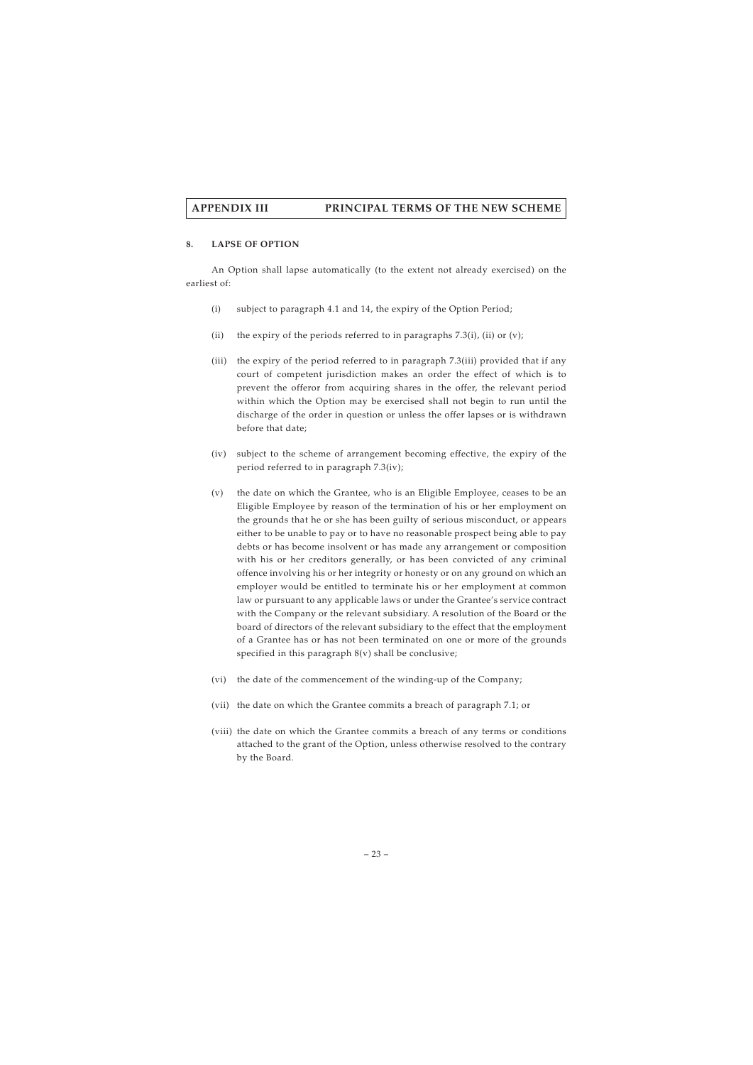## 8. LAPSE OF OPTION

An Option shall lapse automatically (to the extent not already exercised) on the earliest of:

(i) subject to paragraph 4.1 and 14, the expiry of the Option Period;

(ii) the expiry of the periods referred to in paragraphs 7.3(i), (ii) or (v);

(iii) the expiry of the period referred to in paragraph 7.3(iii) provided that if any court of competent jurisdiction makes an order the effect of which is to prevent the offeror from acquiring shares in the offer, the relevant period within which the Option may be exercised shall not begin to run until the discharge of the order in question or unless the offer lapses or is withdrawn before that date;

(iv) subject to the scheme of arrangement becoming effective, the expiry of the period referred to in paragraph 7.3(iv);

(v) the date on which the Grantee, who is an Eligible Employee, ceases to be an Eligible Employee by reason of the termination of his or her employment on the grounds that he or she has been guilty of serious misconduct, or appears either to be unable to pay or to have no reasonable prospect being able to pay debts or has become insolvent or has made any arrangement or composition with his or her creditors generally, or has been convicted of any criminal offence involving his or her integrity or honesty or on any ground on which an employer would be entitled to terminate his or her employment at common law or pursuant to any applicable laws or under the Grantee's service contract with the Company or the relevant subsidiary. A resolution of the Board or the board of directors of the relevant subsidiary to the effect that the employment of a Grantee has or has not been terminated on one or more of the grounds specified in this paragraph 8(v) shall be conclusive;

(vi) the date of the commencement of the winding-up of the Company;

(vii) the date on which the Grantee commits a breach of paragraph 7.1; or

(viii) the date on which the Grantee commits a breach of any terms or conditions attached to the grant of the Option, unless otherwise resolved to the contrary by the Board.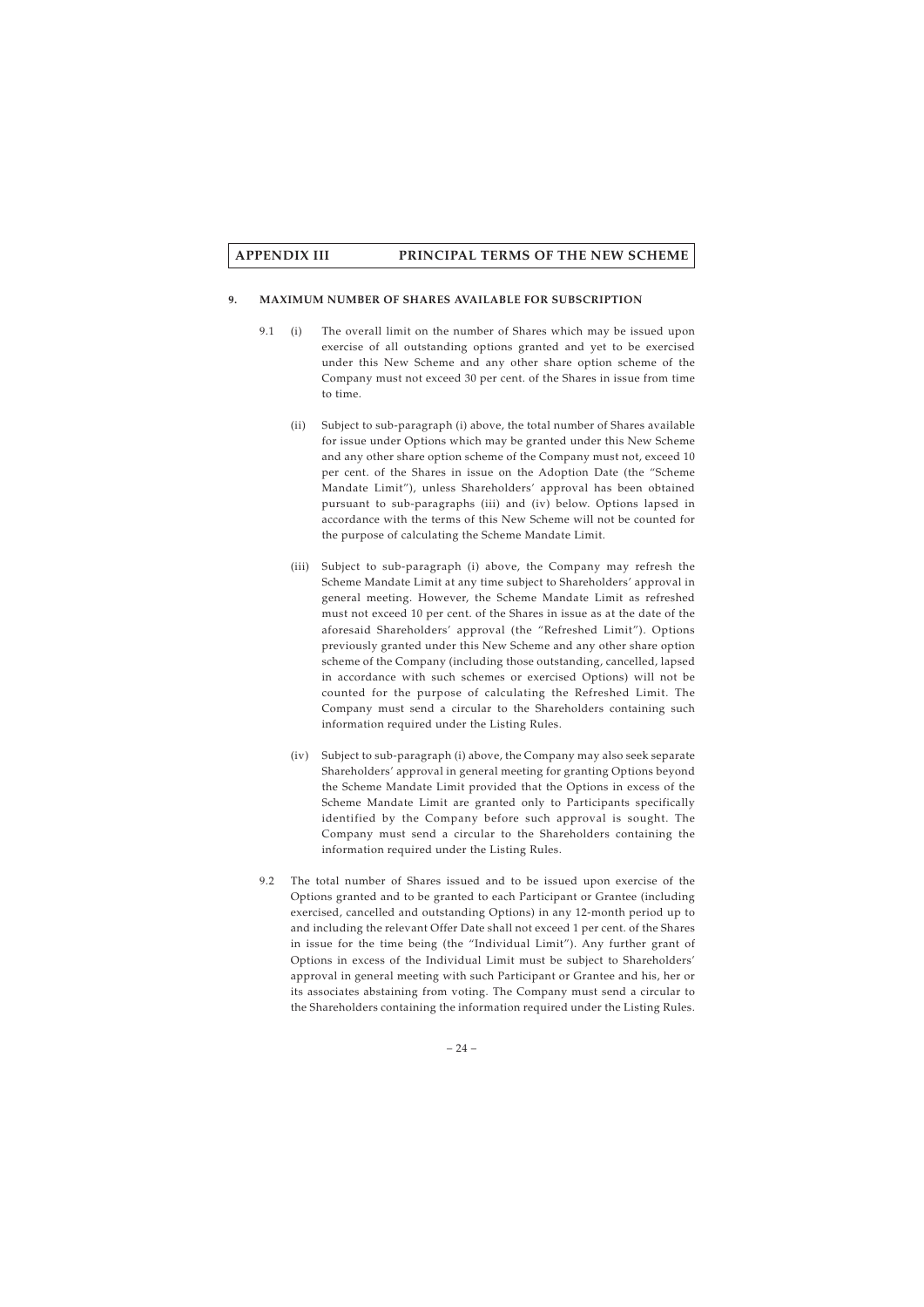## 9. MAXIMUM NUMBER OF SHARES AVAILABLE FOR SUBSCRIPTION

9.1 (i) The overall limit on the number of Shares which may be issued upon exercise of all outstanding options granted and yet to be exercised under this New Scheme and any other share option scheme of the Company must not exceed 30 per cent. of the Shares in issue from time to time.

(ii) Subject to sub-paragraph (i) above, the total number of Shares available for issue under Options which may be granted under this New Scheme and any other share option scheme of the Company must not, exceed 10 per cent. of the Shares in issue on the Adoption Date (the "Scheme Mandate Limit"), unless Shareholders' approval has been obtained pursuant to sub-paragraphs (iii) and (iv) below. Options lapsed in accordance with the terms of this New Scheme will not be counted for the purpose of calculating the Scheme Mandate Limit.

(iii) Subject to sub-paragraph (i) above, the Company may refresh the Scheme Mandate Limit at any time subject to Shareholders' approval in general meeting. However, the Scheme Mandate Limit as refreshed must not exceed 10 per cent. of the Shares in issue as at the date of the aforesaid Shareholders' approval (the "Refreshed Limit"). Options previously granted under this New Scheme and any other share option scheme of the Company (including those outstanding, cancelled, lapsed in accordance with such schemes or exercised Options) will not be counted for the purpose of calculating the Refreshed Limit. The Company must send a circular to the Shareholders containing such information required under the Listing Rules.

(iv) Subject to sub-paragraph (i) above, the Company may also seek separate Shareholders' approval in general meeting for granting Options beyond the Scheme Mandate Limit provided that the Options in excess of the Scheme Mandate Limit are granted only to Participants specifically identified by the Company before such approval is sought. The Company must send a circular to the Shareholders containing the information required under the Listing Rules.

9.2 The total number of Shares issued and to be issued upon exercise of the Options granted and to be granted to each Participant or Grantee (including exercised, cancelled and outstanding Options) in any 12-month period up to and including the relevant Offer Date shall not exceed 1 per cent. of the Shares in issue for the time being (the "Individual Limit"). Any further grant of Options in excess of the Individual Limit must be subject to Shareholders' approval in general meeting with such Participant or Grantee and his, her or its associates abstaining from voting. The Company must send a circular to the Shareholders containing the information required under the Listing Rules.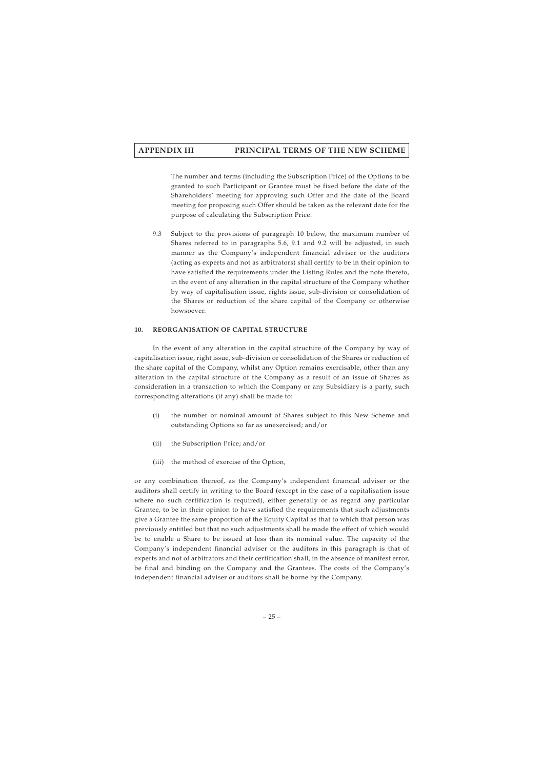The number and terms (including the Subscription Price) of the Options to be granted to such Participant or Grantee must be fixed before the date of the Shareholders' meeting for approving such Offer and the date of the Board meeting for proposing such Offer should be taken as the relevant date for the purpose of calculating the Subscription Price.

9.3 Subject to the provisions of paragraph 10 below, the maximum number of Shares referred to in paragraphs 5.6, 9.1 and 9.2 will be adjusted, in such manner as the Company's independent financial adviser or the auditors (acting as experts and not as arbitrators) shall certify to be in their opinion to have satisfied the requirements under the Listing Rules and the note thereto, in the event of any alteration in the capital structure of the Company whether by way of capitalisation issue, rights issue, sub-division or consolidation of the Shares or reduction of the share capital of the Company or otherwise howsoever.

## 10. REORGANISATION OF CAPITAL STRUCTURE

In the event of any alteration in the capital structure of the Company by way of capitalisation issue, right issue, sub-division or consolidation of the Shares or reduction of the share capital of the Company, whilst any Option remains exercisable, other than any alteration in the capital structure of the Company as a result of an issue of Shares as consideration in a transaction to which the Company or any Subsidiary is a party, such corresponding alterations (if any) shall be made to:

(i) the number or nominal amount of Shares subject to this New Scheme and outstanding Options so far as unexercised; and/or

(ii) the Subscription Price; and/or

(iii) the method of exercise of the Option,

or any combination thereof, as the Company's independent financial adviser or the auditors shall certify in writing to the Board (except in the case of a capitalisation issue where no such certification is required), either generally or as regard any particular Grantee, to be in their opinion to have satisfied the requirements that such adjustments give a Grantee the same proportion of the Equity Capital as that to which that person was previously entitled but that no such adjustments shall be made the effect of which would be to enable a Share to be issued at less than its nominal value. The capacity of the Company's independent financial adviser or the auditors in this paragraph is that of experts and not of arbitrators and their certification shall, in the absence of manifest error, be final and binding on the Company and the Grantees. The costs of the Company's independent financial adviser or auditors shall be borne by the Company.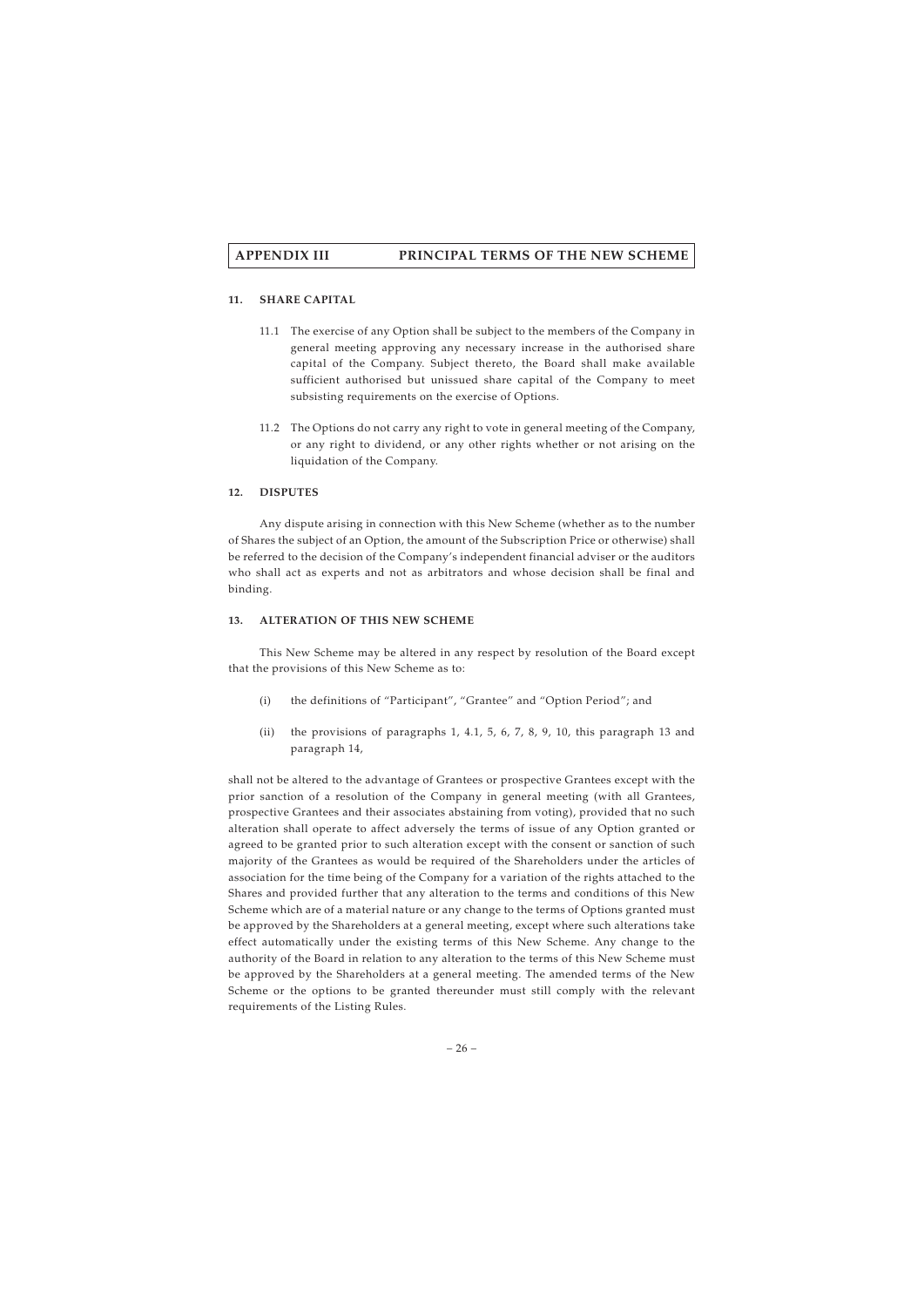### 11. SHARE CAPITAL

11.1 The exercise of any Option shall be subject to the members of the Company in general meeting approving any necessary increase in the authorised share capital of the Company. Subject thereto, the Board shall make available sufficient authorised but unissued share capital of the Company to meet subsisting requirements on the exercise of Options.

11.2 The Options do not carry any right to vote in general meeting of the Company, or any right to dividend, or any other rights whether or not arising on the liquidation of the Company.

### 12. DISPUTES

Any dispute arising in connection with this New Scheme (whether as to the number of Shares the subject of an Option, the amount of the Subscription Price or otherwise) shall be referred to the decision of the Company's independent financial adviser or the auditors who shall act as experts and not as arbitrators and whose decision shall be final and binding.

### 13. ALTERATION OF THIS NEW SCHEME

This New Scheme may be altered in any respect by resolution of the Board except that the provisions of this New Scheme as to:

(i) the definitions of "Participant", "Grantee" and "Option Period"; and

(ii) the provisions of paragraphs 1, 4.1, 5, 6, 7, 8, 9, 10, this paragraph 13 and paragraph 14,

shall not be altered to the advantage of Grantees or prospective Grantees except with the prior sanction of a resolution of the Company in general meeting (with all Grantees, prospective Grantees and their associates abstaining from voting), provided that no such alteration shall operate to affect adversely the terms of issue of any Option granted or agreed to be granted prior to such alteration except with the consent or sanction of such majority of the Grantees as would be required of the Shareholders under the articles of association for the time being of the Company for a variation of the rights attached to the Shares and provided further that any alteration to the terms and conditions of this New Scheme which are of a material nature or any change to the terms of Options granted must be approved by the Shareholders at a general meeting, except where such alterations take effect automatically under the existing terms of this New Scheme. Any change to the authority of the Board in relation to any alteration to the terms of this New Scheme must be approved by the Shareholders at a general meeting. The amended terms of the New Scheme or the options to be granted thereunder must still comply with the relevant requirements of the Listing Rules.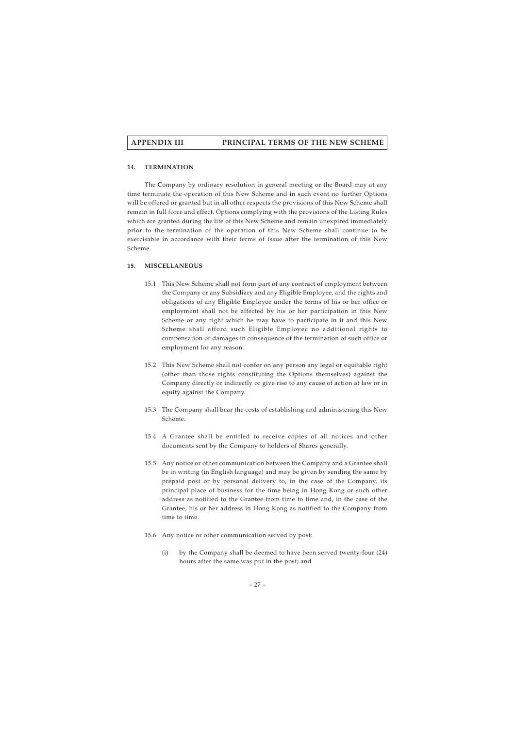### 14. TERMINATION

The Company by ordinary resolution in general meeting or the Board may at any time terminate the operation of this New Scheme and in such event no further Options will be offered or granted but in all other respects the provisions of this New Scheme shall remain in full force and effect. Options complying with the provisions of the Listing Rules which are granted during the life of this New Scheme and remain unexpired immediately prior to the termination of the operation of this New Scheme shall continue to be exercisable in accordance with their terms of issue after the termination of this New Scheme.

### 15. MISCELLANEOUS

15.1 This New Scheme shall not form part of any contract of employment between the Company or any Subsidiary and any Eligible Employee, and the rights and obligations of any Eligible Employee under the terms of his or her office or employment shall not be affected by his or her participation in this New Scheme or any right which he may have to participate in it and this New Scheme shall afford such Eligible Employee no additional rights to compensation or damages in consequence of the termination of such office or employment for any reason.

15.2 This New Scheme shall not confer on any person any legal or equitable right (other than those rights constituting the Options themselves) against the Company directly or indirectly or give rise to any cause of action at law or in equity against the Company.

15.3 The Company shall bear the costs of establishing and administering this New Scheme.

15.4 A Grantee shall be entitled to receive copies of all notices and other documents sent by the Company to holders of Shares generally.

15.5 Any notice or other communication between the Company and a Grantee shall be in writing (in English language) and may be given by sending the same by prepaid post or by personal delivery to, in the case of the Company, its principal place of business for the time being in Hong Kong or such other address as notified to the Grantee from time to time and, in the case of the Grantee, his or her address in Hong Kong as notified to the Company from time to time.

15.6 Any notice or other communication served by post:

(i) by the Company shall be deemed to have been served twenty-four (24) hours after the same was put in the post; and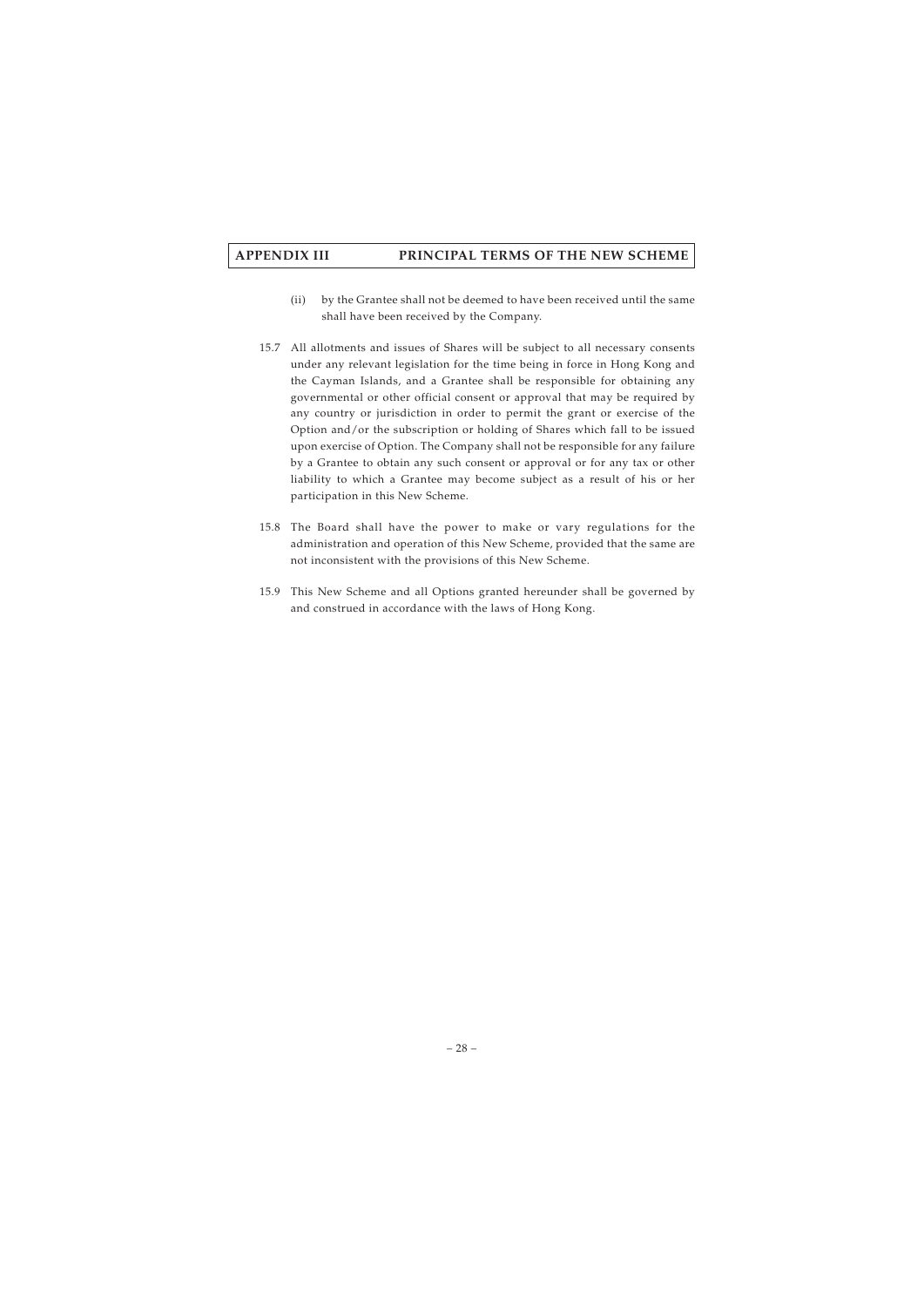(ii) by the Grantee shall not be deemed to have been received until the same shall have been received by the Company.

15.7 All allotments and issues of Shares will be subject to all necessary consents under any relevant legislation for the time being in force in Hong Kong and the Cayman Islands, and a Grantee shall be responsible for obtaining any governmental or other official consent or approval that may be required by any country or jurisdiction in order to permit the grant or exercise of the Option and/or the subscription or holding of Shares which fall to be issued upon exercise of Option. The Company shall not be responsible for any failure by a Grantee to obtain any such consent or approval or for any tax or other liability to which a Grantee may become subject as a result of his or her participation in this New Scheme.

15.8 The Board shall have the power to make or vary regulations for the administration and operation of this New Scheme, provided that the same are not inconsistent with the provisions of this New Scheme.

15.9 This New Scheme and all Options granted hereunder shall be governed by and construed in accordance with the laws of Hong Kong.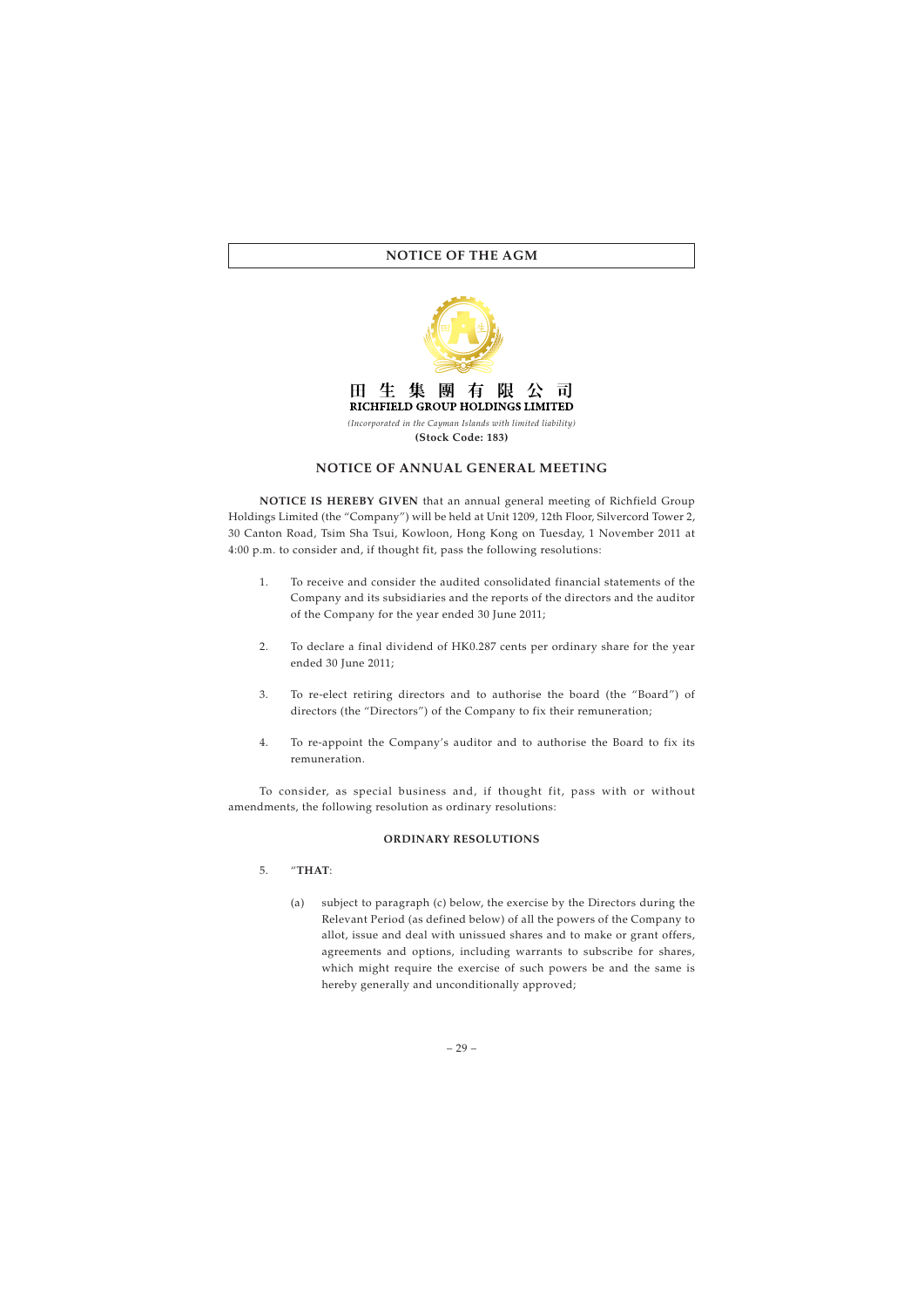# NOTICE OF THE AGM

田 生 集 團 有 限 公 司
**RICHFIELD GROUP HOLDINGS LIMITED**

*(Incorporated in the Cayman Islands with limited liability)*

**(Stock Code: 183)**

## NOTICE OF ANNUAL GENERAL MEETING

**NOTICE IS HEREBY GIVEN** that an annual general meeting of Richfield Group Holdings Limited (the "Company") will be held at Unit 1209, 12th Floor, Silvercord Tower 2, 30 Canton Road, Tsim Sha Tsui, Kowloon, Hong Kong on Tuesday, 1 November 2011 at 4:00 p.m. to consider and, if thought fit, pass the following resolutions:

1. To receive and consider the audited consolidated financial statements of the Company and its subsidiaries and the reports of the directors and the auditor of the Company for the year ended 30 June 2011;

2. To declare a final dividend of HK0.287 cents per ordinary share for the year ended 30 June 2011;

3. To re-elect retiring directors and to authorise the board (the "Board") of directors (the "Directors") of the Company to fix their remuneration;

4. To re-appoint the Company's auditor and to authorise the Board to fix its remuneration.

To consider, as special business and, if thought fit, pass with or without amendments, the following resolution as ordinary resolutions:

### ORDINARY RESOLUTIONS

5. "**THAT**:

   (a) subject to paragraph (c) below, the exercise by the Directors during the Relevant Period (as defined below) of all the powers of the Company to allot, issue and deal with unissued shares and to make or grant offers, agreements and options, including warrants to subscribe for shares, which might require the exercise of such powers be and the same is hereby generally and unconditionally approved;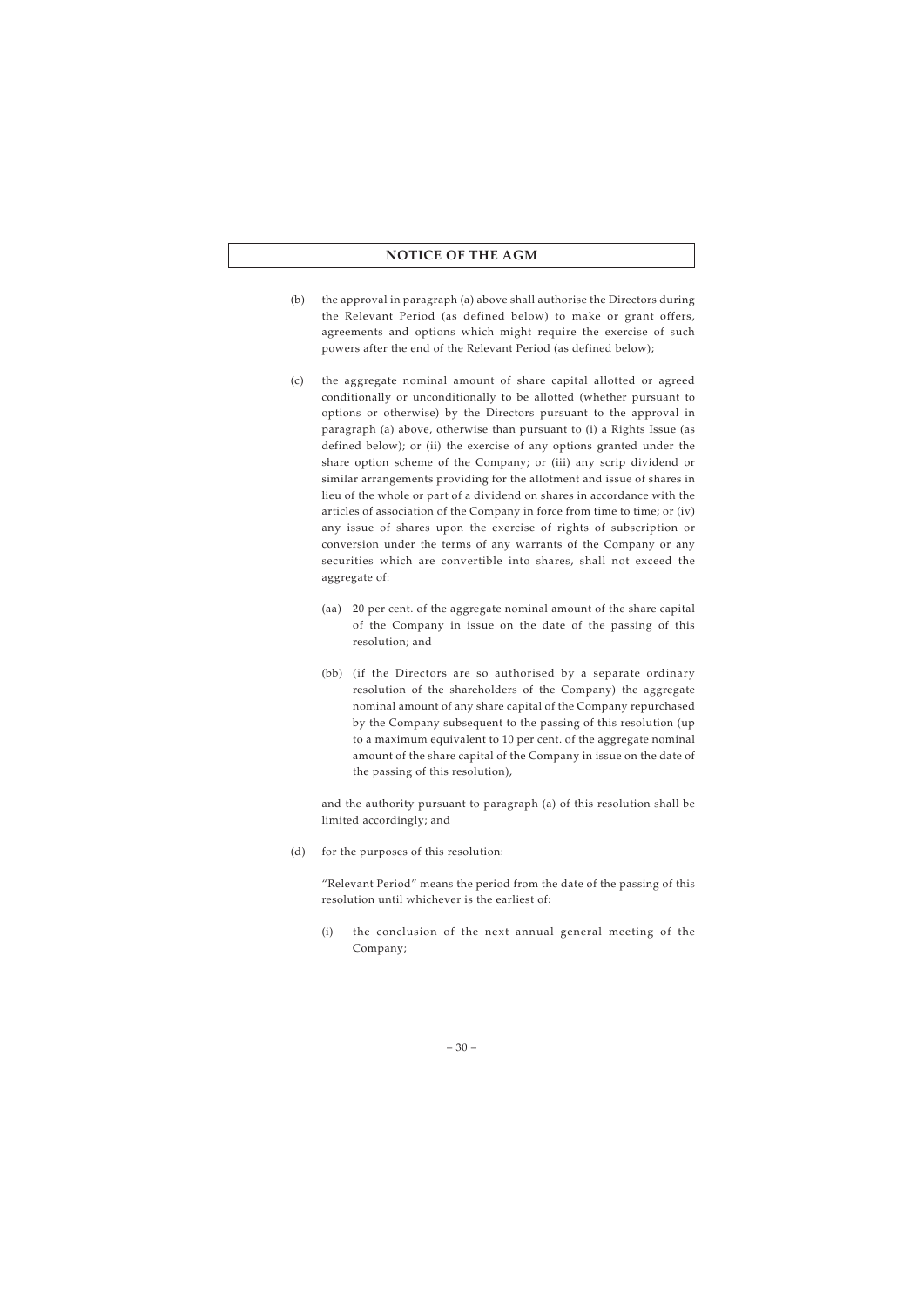(b) the approval in paragraph (a) above shall authorise the Directors during the Relevant Period (as defined below) to make or grant offers, agreements and options which might require the exercise of such powers after the end of the Relevant Period (as defined below);

(c) the aggregate nominal amount of share capital allotted or agreed conditionally or unconditionally to be allotted (whether pursuant to options or otherwise) by the Directors pursuant to the approval in paragraph (a) above, otherwise than pursuant to (i) a Rights Issue (as defined below); or (ii) the exercise of any options granted under the share option scheme of the Company; or (iii) any scrip dividend or similar arrangements providing for the allotment and issue of shares in lieu of the whole or part of a dividend on shares in accordance with the articles of association of the Company in force from time to time; or (iv) any issue of shares upon the exercise of rights of subscription or conversion under the terms of any warrants of the Company or any securities which are convertible into shares, shall not exceed the aggregate of:

(aa) 20 per cent. of the aggregate nominal amount of the share capital of the Company in issue on the date of the passing of this resolution; and

(bb) (if the Directors are so authorised by a separate ordinary resolution of the shareholders of the Company) the aggregate nominal amount of any share capital of the Company repurchased by the Company subsequent to the passing of this resolution (up to a maximum equivalent to 10 per cent. of the aggregate nominal amount of the share capital of the Company in issue on the date of the passing of this resolution),

and the authority pursuant to paragraph (a) of this resolution shall be limited accordingly; and

(d) for the purposes of this resolution:

"Relevant Period" means the period from the date of the passing of this resolution until whichever is the earliest of:

(i) the conclusion of the next annual general meeting of the Company;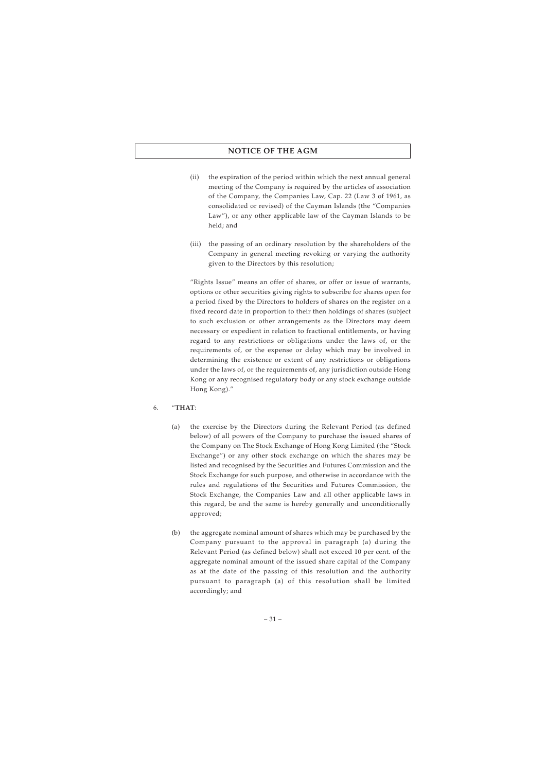(ii) the expiration of the period within which the next annual general meeting of the Company is required by the articles of association of the Company, the Companies Law, Cap. 22 (Law 3 of 1961, as consolidated or revised) of the Cayman Islands (the "Companies Law"), or any other applicable law of the Cayman Islands to be held; and

(iii) the passing of an ordinary resolution by the shareholders of the Company in general meeting revoking or varying the authority given to the Directors by this resolution;

"Rights Issue" means an offer of shares, or offer or issue of warrants, options or other securities giving rights to subscribe for shares open for a period fixed by the Directors to holders of shares on the register on a fixed record date in proportion to their then holdings of shares (subject to such exclusion or other arrangements as the Directors may deem necessary or expedient in relation to fractional entitlements, or having regard to any restrictions or obligations under the laws of, or the requirements of, or the expense or delay which may be involved in determining the existence or extent of any restrictions or obligations under the laws of, or the requirements of, any jurisdiction outside Hong Kong or any recognised regulatory body or any stock exchange outside Hong Kong)."

6. "**THAT**:

(a) the exercise by the Directors during the Relevant Period (as defined below) of all powers of the Company to purchase the issued shares of the Company on The Stock Exchange of Hong Kong Limited (the "Stock Exchange") or any other stock exchange on which the shares may be listed and recognised by the Securities and Futures Commission and the Stock Exchange for such purpose, and otherwise in accordance with the rules and regulations of the Securities and Futures Commission, the Stock Exchange, the Companies Law and all other applicable laws in this regard, be and the same is hereby generally and unconditionally approved;

(b) the aggregate nominal amount of shares which may be purchased by the Company pursuant to the approval in paragraph (a) during the Relevant Period (as defined below) shall not exceed 10 per cent. of the aggregate nominal amount of the issued share capital of the Company as at the date of the passing of this resolution and the authority pursuant to paragraph (a) of this resolution shall be limited accordingly; and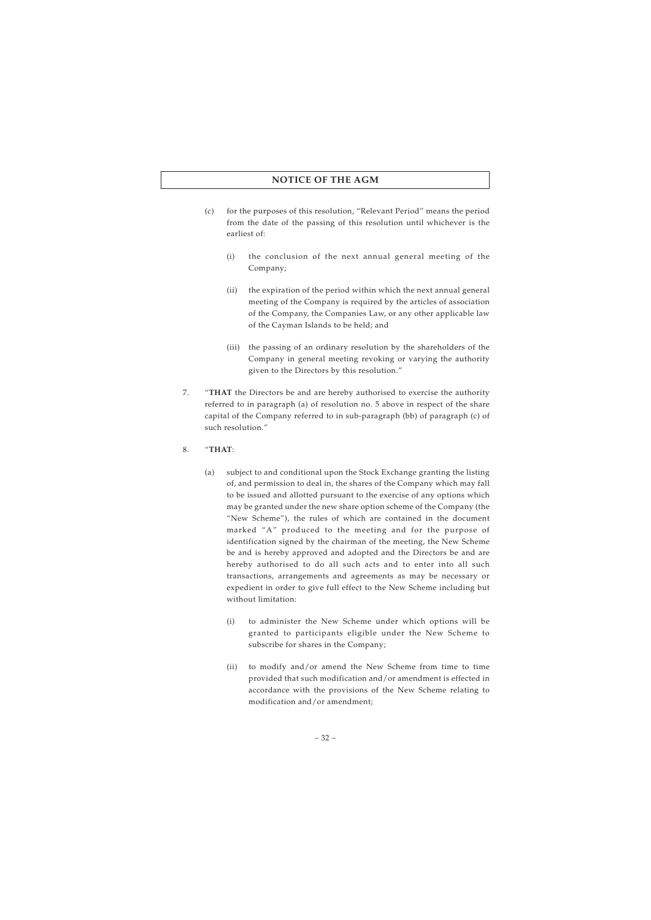(c) for the purposes of this resolution, "Relevant Period" means the period from the date of the passing of this resolution until whichever is the earliest of:

   (i) the conclusion of the next annual general meeting of the Company;

   (ii) the expiration of the period within which the next annual general meeting of the Company is required by the articles of association of the Company, the Companies Law, or any other applicable law of the Cayman Islands to be held; and

   (iii) the passing of an ordinary resolution by the shareholders of the Company in general meeting revoking or varying the authority given to the Directors by this resolution."

7. "**THAT** the Directors be and are hereby authorised to exercise the authority referred to in paragraph (a) of resolution no. 5 above in respect of the share capital of the Company referred to in sub-paragraph (bb) of paragraph (c) of such resolution."

8. "**THAT**:

   (a) subject to and conditional upon the Stock Exchange granting the listing of, and permission to deal in, the shares of the Company which may fall to be issued and allotted pursuant to the exercise of any options which may be granted under the new share option scheme of the Company (the "New Scheme"), the rules of which are contained in the document marked "A" produced to the meeting and for the purpose of identification signed by the chairman of the meeting, the New Scheme be and is hereby approved and adopted and the Directors be and are hereby authorised to do all such acts and to enter into all such transactions, arrangements and agreements as may be necessary or expedient in order to give full effect to the New Scheme including but without limitation:

      (i) to administer the New Scheme under which options will be granted to participants eligible under the New Scheme to subscribe for shares in the Company;

      (ii) to modify and/or amend the New Scheme from time to time provided that such modification and/or amendment is effected in accordance with the provisions of the New Scheme relating to modification and/or amendment;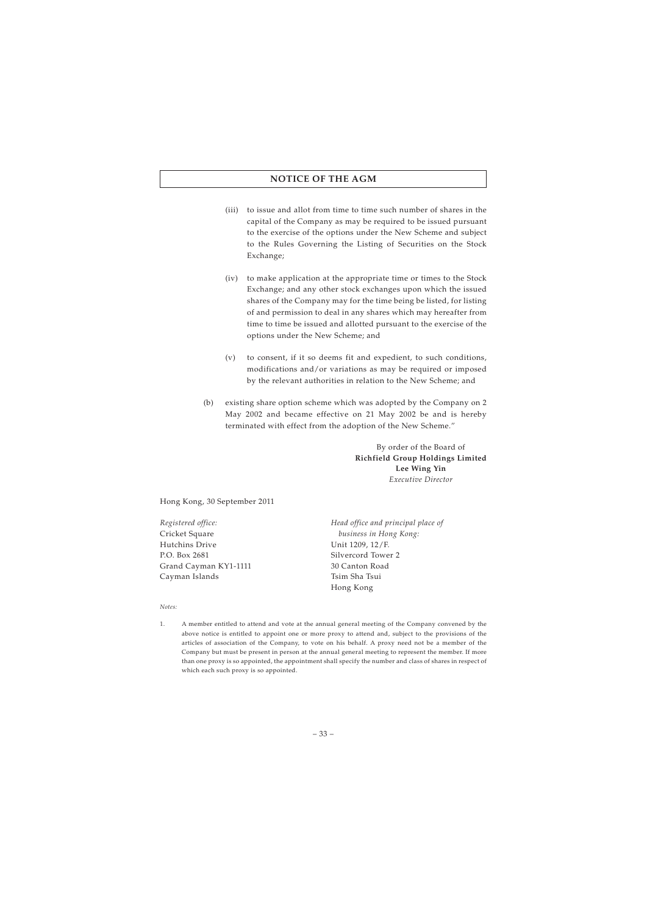## NOTICE OF THE AGM

(iii) to issue and allot from time to time such number of shares in the capital of the Company as may be required to be issued pursuant to the exercise of the options under the New Scheme and subject to the Rules Governing the Listing of Securities on the Stock Exchange;

(iv) to make application at the appropriate time or times to the Stock Exchange; and any other stock exchanges upon which the issued shares of the Company may for the time being be listed, for listing of and permission to deal in any shares which may hereafter from time to time be issued and allotted pursuant to the exercise of the options under the New Scheme; and

(v) to consent, if it so deems fit and expedient, to such conditions, modifications and/or variations as may be required or imposed by the relevant authorities in relation to the New Scheme; and

(b) existing share option scheme which was adopted by the Company on 2 May 2002 and became effective on 21 May 2002 be and is hereby terminated with effect from the adoption of the New Scheme."

By order of the Board of
**Richfield Group Holdings Limited**
**Lee Wing Yin**
*Executive Director*

Hong Kong, 30 September 2011

*Registered office:*
Cricket Square
Hutchins Drive
P.O. Box 2681
Grand Cayman KY1-1111
Cayman Islands

*Head office and principal place of business in Hong Kong:*
Unit 1209, 12/F.
Silvercord Tower 2
30 Canton Road
Tsim Sha Tsui
Hong Kong

*Notes:*

1. A member entitled to attend and vote at the annual general meeting of the Company convened by the above notice is entitled to appoint one or more proxy to attend and, subject to the provisions of the articles of association of the Company, to vote on his behalf. A proxy need not be a member of the Company but must be present in person at the annual general meeting to represent the member. If more than one proxy is so appointed, the appointment shall specify the number and class of shares in respect of which each such proxy is so appointed.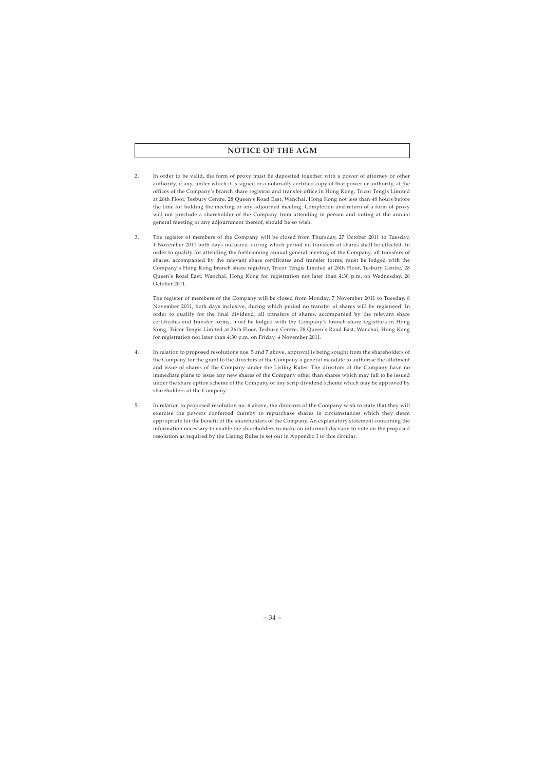# NOTICE OF THE AGM

2. In order to be valid, the form of proxy must be deposited together with a power of attorney or other authority, if any, under which it is signed or a notarially certified copy of that power or authority, at the offices of the Company's branch share registrar and transfer office in Hong Kong, Tricor Tengis Limited at 26th Floor, Tesbury Centre, 28 Queen's Road East, Wanchai, Hong Kong not less than 48 hours before the time for holding the meeting or any adjourned meeting. Completion and return of a form of proxy will not preclude a shareholder of the Company from attending in person and voting at the annual general meeting or any adjournment thereof, should he so wish.

3. The register of members of the Company will be closed from Thursday, 27 October 2011 to Tuesday, 1 November 2011 both days inclusive, during which period no transfers of shares shall be effected. In order to qualify for attending the forthcoming annual general meeting of the Company, all transfers of shares, accompanied by the relevant share certificates and transfer forms, must be lodged with the Company's Hong Kong branch share registrar, Tricor Tengis Limited at 26th Floor, Tesbury Centre, 28 Queen's Road East, Wanchai, Hong Kong for registration not later than 4:30 p.m. on Wednesday, 26 October 2011.

   The register of members of the Company will be closed from Monday, 7 November 2011 to Tuesday, 8 November 2011, both days inclusive, during which period no transfer of shares will be registered. In order to qualify for the final dividend, all transfers of shares, accompanied by the relevant share certificates and transfer forms, must be lodged with the Company's branch share registrars in Hong Kong, Tricor Tengis Limited at 26th Floor, Tesbury Centre, 28 Queen's Road East, Wanchai, Hong Kong for registration not later than 4:30 p.m. on Friday, 4 November 2011.

4. In relation to proposed resolutions nos. 5 and 7 above, approval is being sought from the shareholders of the Company for the grant to the directors of the Company a general mandate to authorise the allotment and issue of shares of the Company under the Listing Rules. The directors of the Company have no immediate plans to issue any new shares of the Company other than shares which may fall to be issued under the share option scheme of the Company or any scrip dividend scheme which may be approved by shareholders of the Company.

5. In relation to proposed resolution no. 6 above, the directors of the Company wish to state that they will exercise the powers conferred thereby to repurchase shares in circumstances which they deem appropriate for the benefit of the shareholders of the Company. An explanatory statement containing the information necessary to enable the shareholders to make an informed decision to vote on the proposed resolution as required by the Listing Rules is set out in Appendix I to this circular.